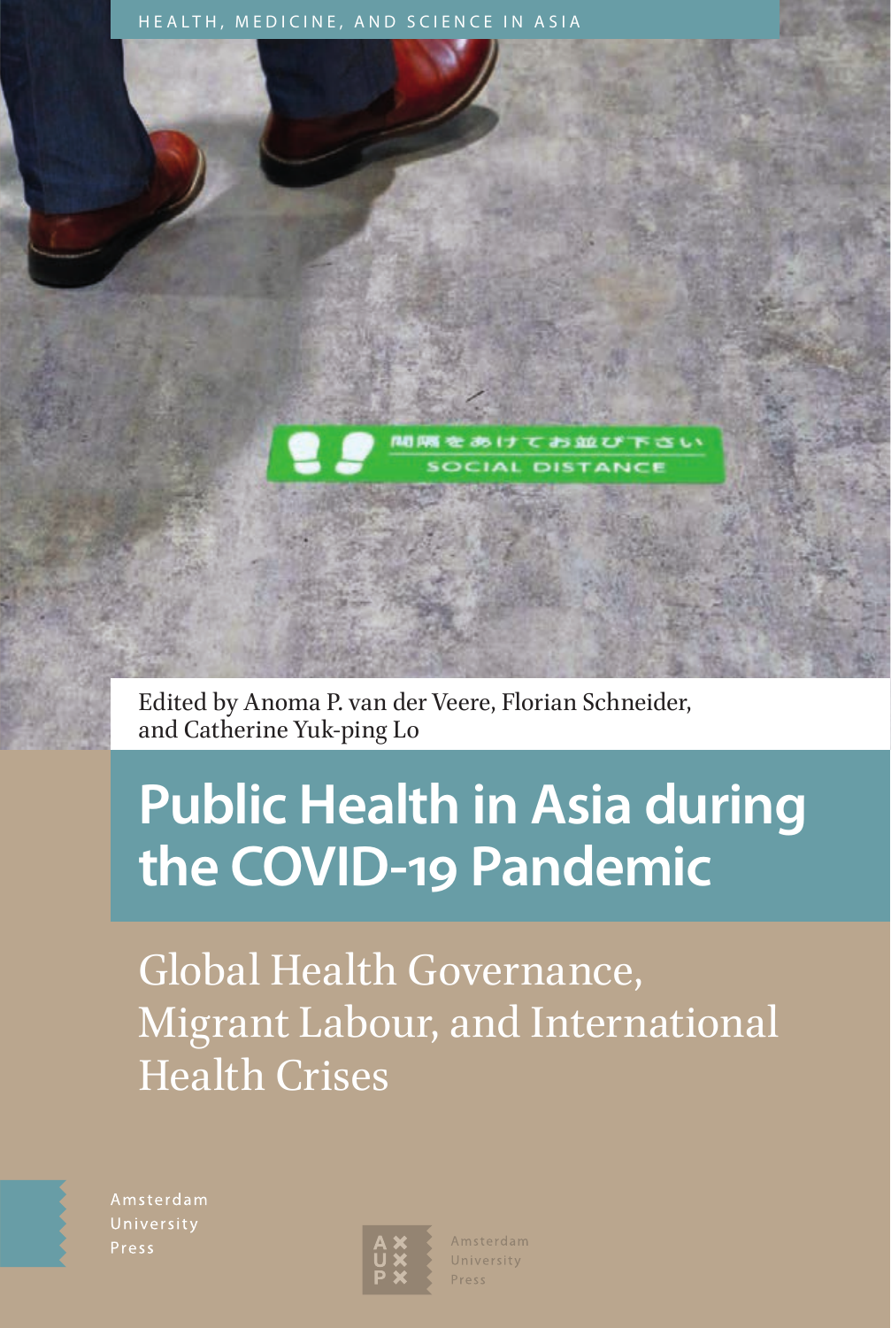HEALTH, MEDICINE, AND SCIENCE IN ASIA

Edited by Anoma P. van der Veere, Florian Schneider, and Catherine Yuk-ping Lo

# Public Health in Asia during the COVID-19 Pandemic

## Global Health Governance, Migrant Labour, and International Health Crises

Amsterdam University Press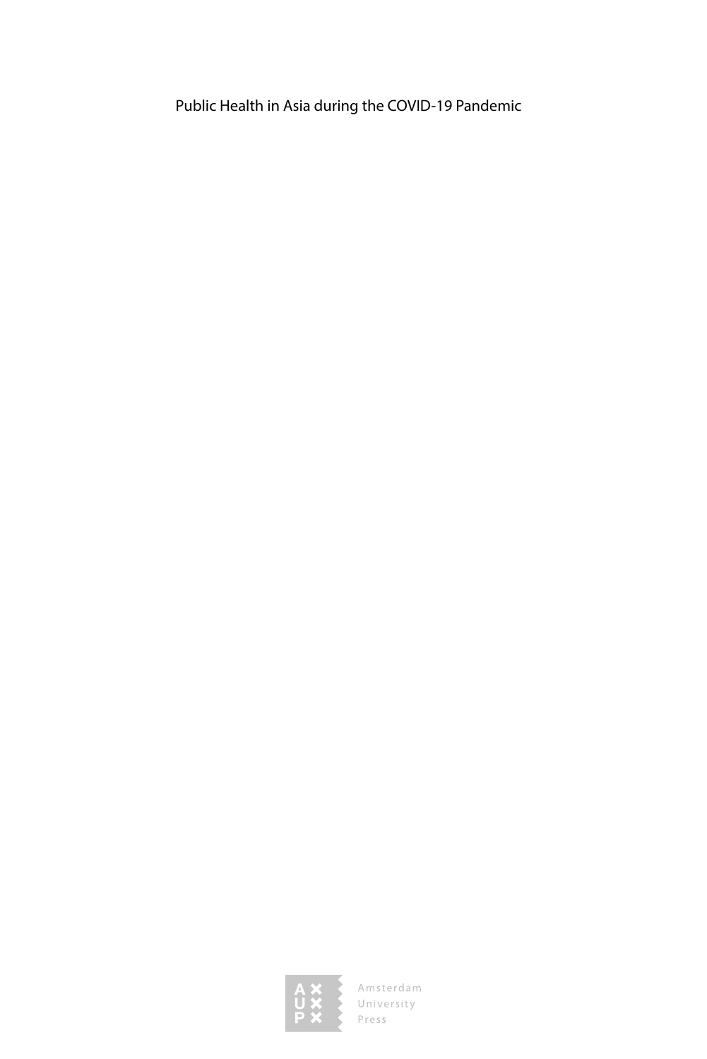Public Health in Asia during the COVID-19 Pandemic

Amsterdam
University
Press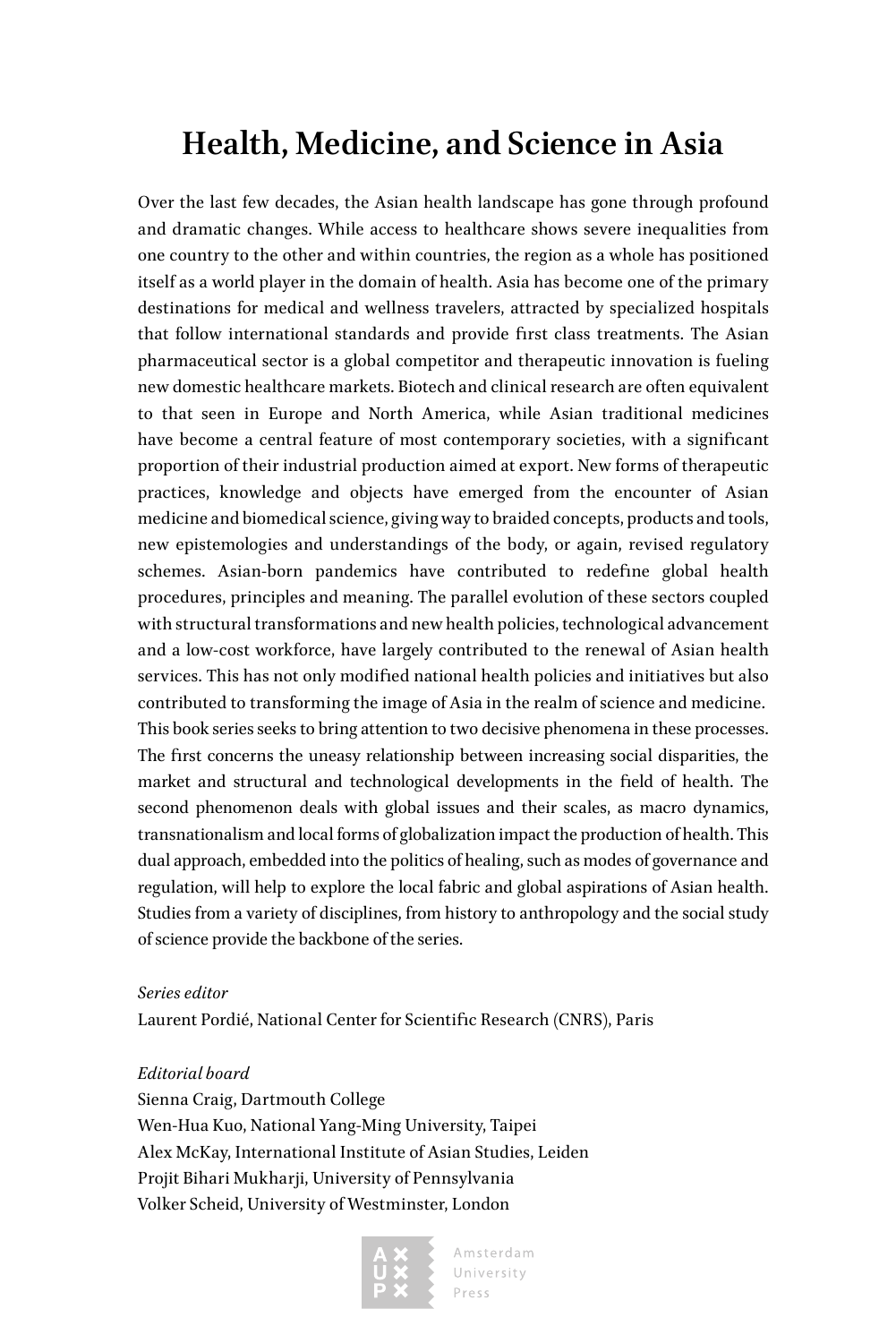# Health, Medicine, and Science in Asia

Over the last few decades, the Asian health landscape has gone through profound and dramatic changes. While access to healthcare shows severe inequalities from one country to the other and within countries, the region as a whole has positioned itself as a world player in the domain of health. Asia has become one of the primary destinations for medical and wellness travelers, attracted by specialized hospitals that follow international standards and provide first class treatments. The Asian pharmaceutical sector is a global competitor and therapeutic innovation is fueling new domestic healthcare markets. Biotech and clinical research are often equivalent to that seen in Europe and North America, while Asian traditional medicines have become a central feature of most contemporary societies, with a significant proportion of their industrial production aimed at export. New forms of therapeutic practices, knowledge and objects have emerged from the encounter of Asian medicine and biomedical science, giving way to braided concepts, products and tools, new epistemologies and understandings of the body, or again, revised regulatory schemes. Asian-born pandemics have contributed to redefine global health procedures, principles and meaning. The parallel evolution of these sectors coupled with structural transformations and new health policies, technological advancement and a low-cost workforce, have largely contributed to the renewal of Asian health services. This has not only modified national health policies and initiatives but also contributed to transforming the image of Asia in the realm of science and medicine. This book series seeks to bring attention to two decisive phenomena in these processes. The first concerns the uneasy relationship between increasing social disparities, the market and structural and technological developments in the field of health. The second phenomenon deals with global issues and their scales, as macro dynamics, transnationalism and local forms of globalization impact the production of health. This dual approach, embedded into the politics of healing, such as modes of governance and regulation, will help to explore the local fabric and global aspirations of Asian health. Studies from a variety of disciplines, from history to anthropology and the social study of science provide the backbone of the series.

*Series editor*
Laurent Pordié, National Center for Scientific Research (CNRS), Paris

*Editorial board*
Sienna Craig, Dartmouth College
Wen-Hua Kuo, National Yang-Ming University, Taipei
Alex McKay, International Institute of Asian Studies, Leiden
Projit Bihari Mukharji, University of Pennsylvania
Volker Scheid, University of Westminster, London

Amsterdam University Press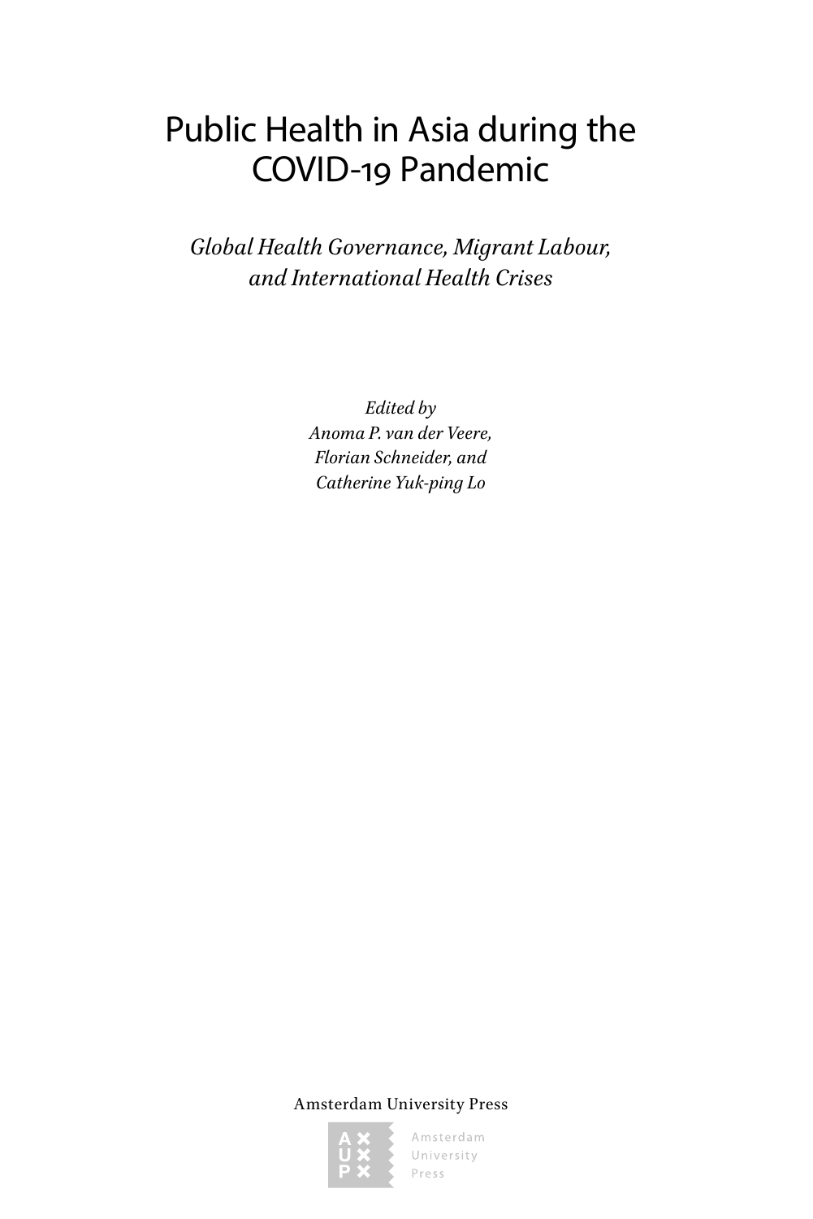# Public Health in Asia during the COVID-19 Pandemic

*Global Health Governance, Migrant Labour, and International Health Crises*

*Edited by*
*Anoma P. van der Veere,*
*Florian Schneider, and*
*Catherine Yuk-ping Lo*

Amsterdam University Press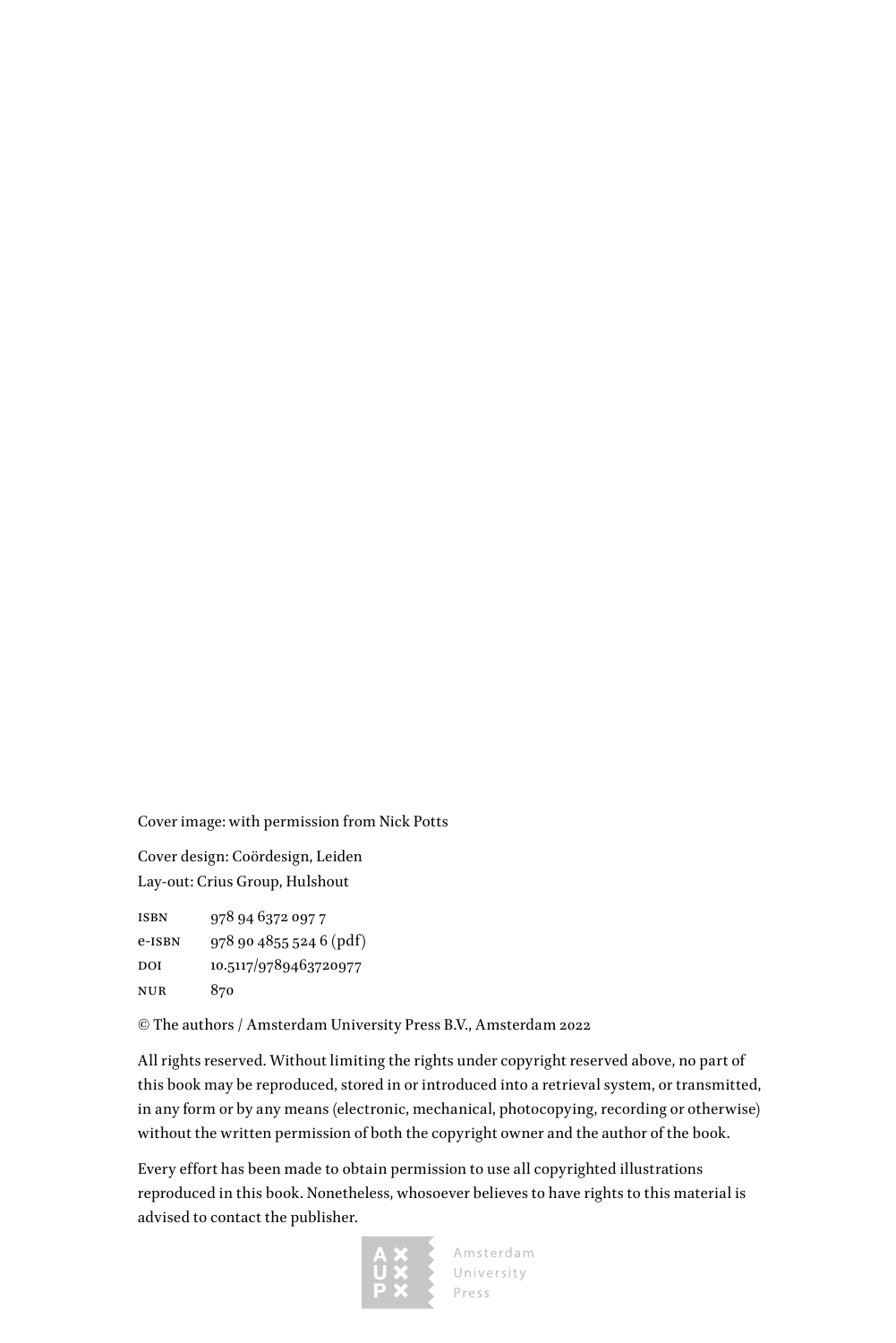Cover image: with permission from Nick Potts

Cover design: Coördesign, Leiden
Lay-out: Crius Group, Hulshout

| | |
|---|---|
| ISBN | 978 94 6372 097 7 |
| e-ISBN | 978 90 4855 524 6 (pdf) |
| DOI | 10.5117/9789463720977 |
| NUR | 870 |

© The authors / Amsterdam University Press B.V., Amsterdam 2022

All rights reserved. Without limiting the rights under copyright reserved above, no part of this book may be reproduced, stored in or introduced into a retrieval system, or transmitted, in any form or by any means (electronic, mechanical, photocopying, recording or otherwise) without the written permission of both the copyright owner and the author of the book.

Every effort has been made to obtain permission to use all copyrighted illustrations reproduced in this book. Nonetheless, whosoever believes to have rights to this material is advised to contact the publisher.

Amsterdam University Press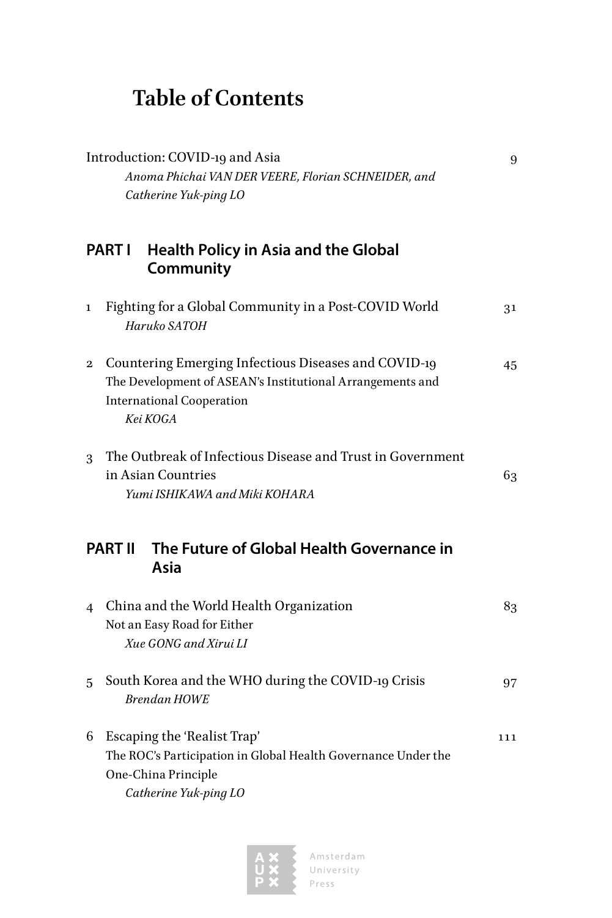# Table of Contents

Introduction: COVID-19 and Asia 9
*Anoma Phichai VAN DER VEERE, Florian SCHNEIDER, and Catherine Yuk-ping LO*

## PART I Health Policy in Asia and the Global Community

1 Fighting for a Global Community in a Post-COVID World 31
*Haruko SATOH*

2 Countering Emerging Infectious Diseases and COVID-19 45
The Development of ASEAN's Institutional Arrangements and International Cooperation
*Kei KOGA*

3 The Outbreak of Infectious Disease and Trust in Government in Asian Countries 63
*Yumi ISHIKAWA and Miki KOHARA*

## PART II The Future of Global Health Governance in Asia

4 China and the World Health Organization 83
Not an Easy Road for Either
*Xue GONG and Xirui LI*

5 South Korea and the WHO during the COVID-19 Crisis 97
*Brendan HOWE*

6 Escaping the 'Realist Trap' 111
The ROC's Participation in Global Health Governance Under the One-China Principle
*Catherine Yuk-ping LO*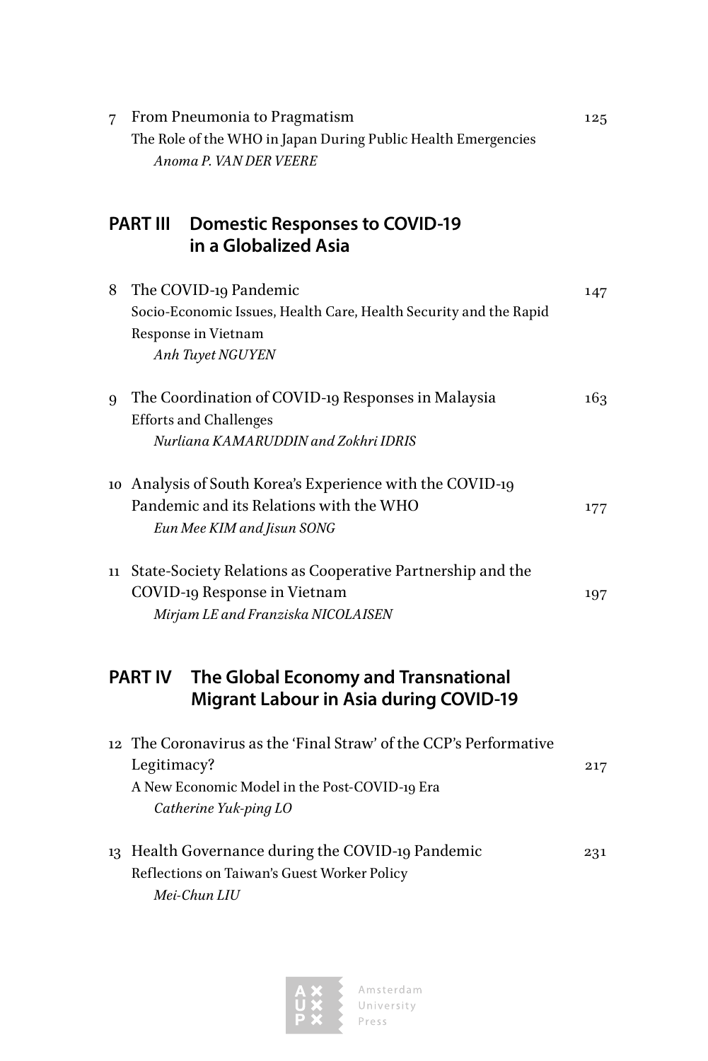7 From Pneumonia to Pragmatism 125
The Role of the WHO in Japan During Public Health Emergencies
*Anoma P. VAN DER VEERE*

## PART III Domestic Responses to COVID-19 in a Globalized Asia

8 The COVID-19 Pandemic 147
Socio-Economic Issues, Health Care, Health Security and the Rapid Response in Vietnam
*Anh Tuyet NGUYEN*

9 The Coordination of COVID-19 Responses in Malaysia 163
Efforts and Challenges
*Nurliana KAMARUDDIN and Zokhri IDRIS*

10 Analysis of South Korea's Experience with the COVID-19 Pandemic and its Relations with the WHO 177
*Eun Mee KIM and Jisun SONG*

11 State-Society Relations as Cooperative Partnership and the COVID-19 Response in Vietnam 197
*Mirjam LE and Franziska NICOLAISEN*

## PART IV The Global Economy and Transnational Migrant Labour in Asia during COVID-19

12 The Coronavirus as the 'Final Straw' of the CCP's Performative Legitimacy? 217
A New Economic Model in the Post-COVID-19 Era
*Catherine Yuk-ping LO*

13 Health Governance during the COVID-19 Pandemic 231
Reflections on Taiwan's Guest Worker Policy
*Mei-Chun LIU*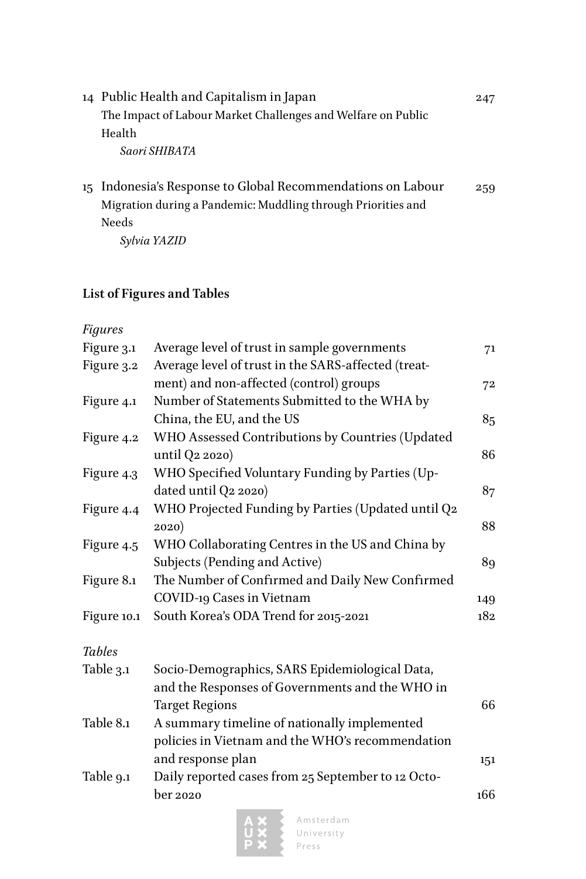14 Public Health and Capitalism in Japan 247
The Impact of Labour Market Challenges and Welfare on Public Health
*Saori SHIBATA*

15 Indonesia's Response to Global Recommendations on Labour Migration during a Pandemic: Muddling through Priorities and Needs 259
*Sylvia YAZID*

**List of Figures and Tables**

*Figures*

| | | |
|---|---|---|
| Figure 3.1 | Average level of trust in sample governments | 71 |
| Figure 3.2 | Average level of trust in the SARS-affected (treatment) and non-affected (control) groups | 72 |
| Figure 4.1 | Number of Statements Submitted to the WHA by China, the EU, and the US | 85 |
| Figure 4.2 | WHO Assessed Contributions by Countries (Updated until Q2 2020) | 86 |
| Figure 4.3 | WHO Specified Voluntary Funding by Parties (Updated until Q2 2020) | 87 |
| Figure 4.4 | WHO Projected Funding by Parties (Updated until Q2 2020) | 88 |
| Figure 4.5 | WHO Collaborating Centres in the US and China by Subjects (Pending and Active) | 89 |
| Figure 8.1 | The Number of Confirmed and Daily New Confirmed COVID-19 Cases in Vietnam | 149 |
| Figure 10.1 | South Korea's ODA Trend for 2015-2021 | 182 |

*Tables*

| | | |
|---|---|---|
| Table 3.1 | Socio-Demographics, SARS Epidemiological Data, and the Responses of Governments and the WHO in Target Regions | 66 |
| Table 8.1 | A summary timeline of nationally implemented policies in Vietnam and the WHO's recommendation and response plan | 151 |
| Table 9.1 | Daily reported cases from 25 September to 12 October 2020 | 166 |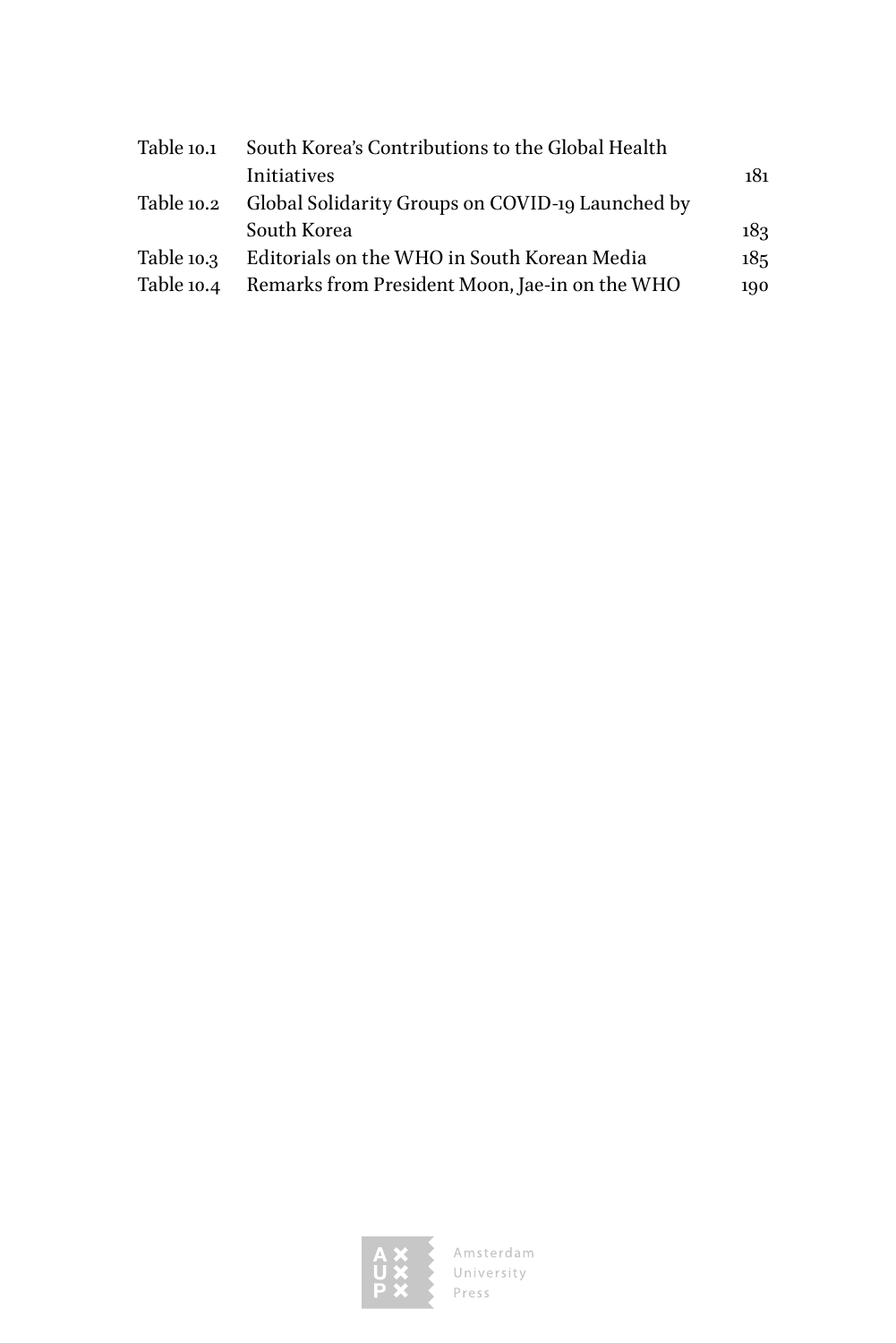| | | |
|---|---|---|
| Table 10.1 | South Korea's Contributions to the Global Health Initiatives | 181 |
| Table 10.2 | Global Solidarity Groups on COVID-19 Launched by South Korea | 183 |
| Table 10.3 | Editorials on the WHO in South Korean Media | 185 |
| Table 10.4 | Remarks from President Moon, Jae-in on the WHO | 190 |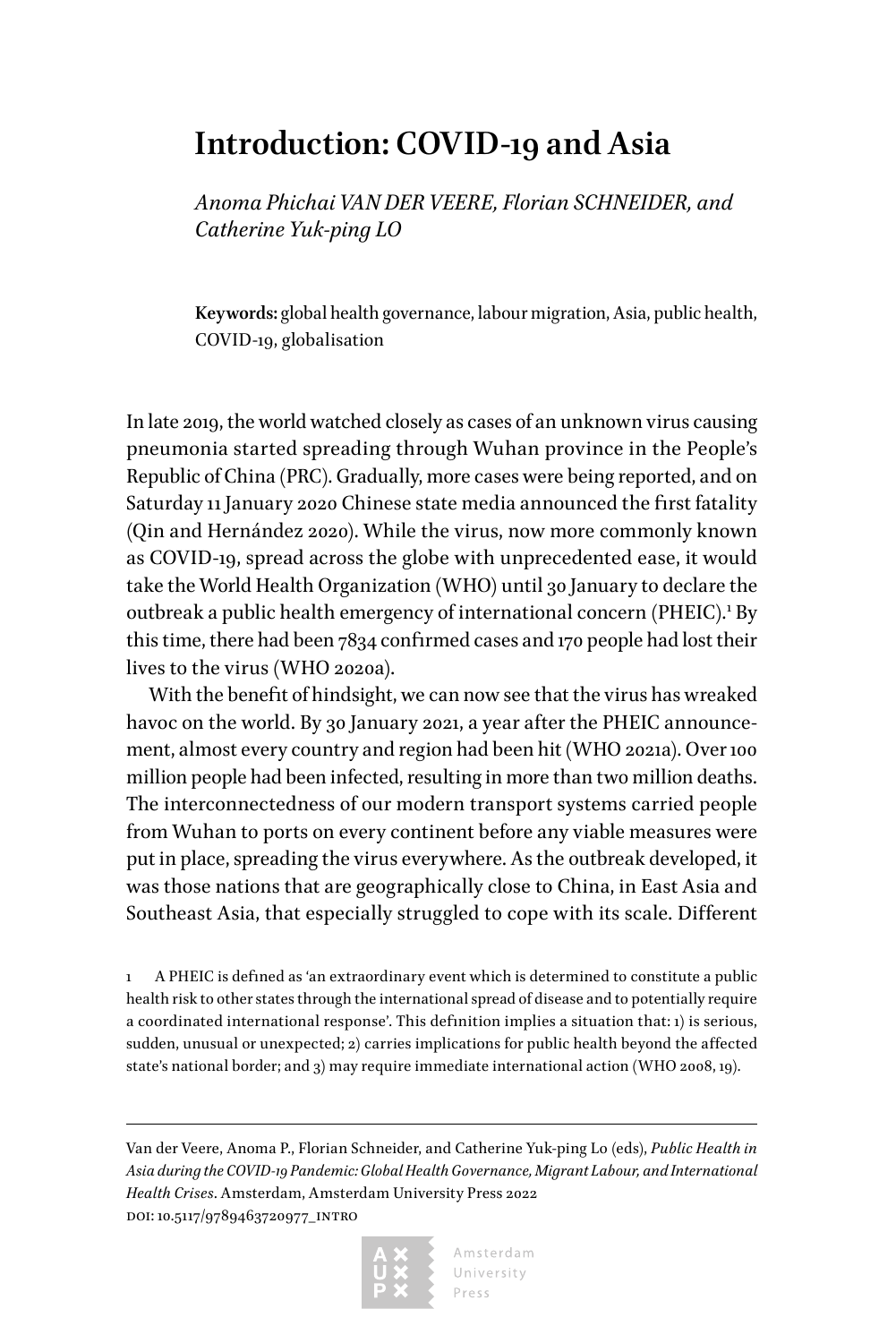# Introduction: COVID-19 and Asia

*Anoma Phichai VAN DER VEERE, Florian SCHNEIDER, and Catherine Yuk-ping LO*

**Keywords:** global health governance, labour migration, Asia, public health, COVID-19, globalisation

In late 2019, the world watched closely as cases of an unknown virus causing pneumonia started spreading through Wuhan province in the People's Republic of China (PRC). Gradually, more cases were being reported, and on Saturday 11 January 2020 Chinese state media announced the first fatality (Qin and Hernández 2020). While the virus, now more commonly known as COVID-19, spread across the globe with unprecedented ease, it would take the World Health Organization (WHO) until 30 January to declare the outbreak a public health emergency of international concern (PHEIC).[1] By this time, there had been 7834 confirmed cases and 170 people had lost their lives to the virus (WHO 2020a).

With the benefit of hindsight, we can now see that the virus has wreaked havoc on the world. By 30 January 2021, a year after the PHEIC announcement, almost every country and region had been hit (WHO 2021a). Over 100 million people had been infected, resulting in more than two million deaths. The interconnectedness of our modern transport systems carried people from Wuhan to ports on every continent before any viable measures were put in place, spreading the virus everywhere. As the outbreak developed, it was those nations that are geographically close to China, in East Asia and Southeast Asia, that especially struggled to cope with its scale. Different

1 A PHEIC is defined as 'an extraordinary event which is determined to constitute a public health risk to other states through the international spread of disease and to potentially require a coordinated international response'. This definition implies a situation that: 1) is serious, sudden, unusual or unexpected; 2) carries implications for public health beyond the affected state's national border; and 3) may require immediate international action (WHO 2008, 19).

Van der Veere, Anoma P., Florian Schneider, and Catherine Yuk-ping Lo (eds), *Public Health in Asia during the COVID-19 Pandemic: Global Health Governance, Migrant Labour, and International Health Crises*. Amsterdam, Amsterdam University Press 2022
DOI: 10.5117/9789463720977_INTRO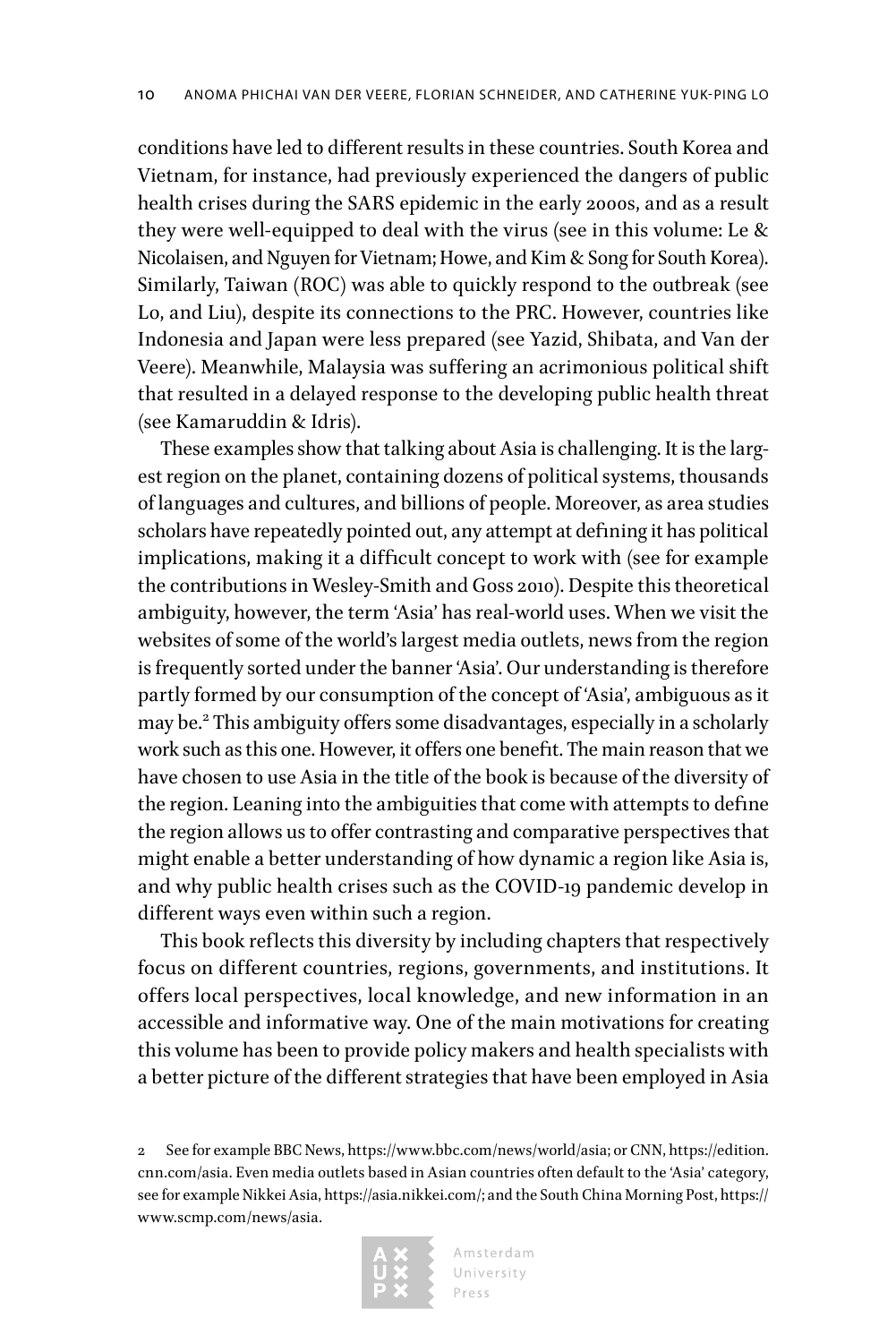conditions have led to different results in these countries. South Korea and Vietnam, for instance, had previously experienced the dangers of public health crises during the SARS epidemic in the early 2000s, and as a result they were well-equipped to deal with the virus (see in this volume: Le & Nicolaisen, and Nguyen for Vietnam; Howe, and Kim & Song for South Korea). Similarly, Taiwan (ROC) was able to quickly respond to the outbreak (see Lo, and Liu), despite its connections to the PRC. However, countries like Indonesia and Japan were less prepared (see Yazid, Shibata, and Van der Veere). Meanwhile, Malaysia was suffering an acrimonious political shift that resulted in a delayed response to the developing public health threat (see Kamaruddin & Idris).

These examples show that talking about Asia is challenging. It is the largest region on the planet, containing dozens of political systems, thousands of languages and cultures, and billions of people. Moreover, as area studies scholars have repeatedly pointed out, any attempt at defining it has political implications, making it a difficult concept to work with (see for example the contributions in Wesley-Smith and Goss 2010). Despite this theoretical ambiguity, however, the term 'Asia' has real-world uses. When we visit the websites of some of the world's largest media outlets, news from the region is frequently sorted under the banner 'Asia'. Our understanding is therefore partly formed by our consumption of the concept of 'Asia', ambiguous as it may be.[2] This ambiguity offers some disadvantages, especially in a scholarly work such as this one. However, it offers one benefit. The main reason that we have chosen to use Asia in the title of the book is because of the diversity of the region. Leaning into the ambiguities that come with attempts to define the region allows us to offer contrasting and comparative perspectives that might enable a better understanding of how dynamic a region like Asia is, and why public health crises such as the COVID-19 pandemic develop in different ways even within such a region.

This book reflects this diversity by including chapters that respectively focus on different countries, regions, governments, and institutions. It offers local perspectives, local knowledge, and new information in an accessible and informative way. One of the main motivations for creating this volume has been to provide policy makers and health specialists with a better picture of the different strategies that have been employed in Asia

2 See for example BBC News, https://www.bbc.com/news/world/asia; or CNN, https://edition.cnn.com/asia. Even media outlets based in Asian countries often default to the 'Asia' category, see for example Nikkei Asia, https://asia.nikkei.com/; and the South China Morning Post, https://www.scmp.com/news/asia.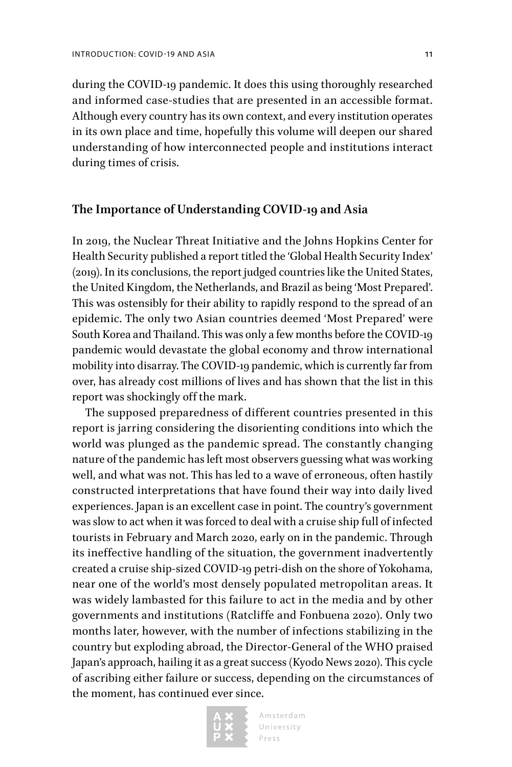during the COVID-19 pandemic. It does this using thoroughly researched and informed case-studies that are presented in an accessible format. Although every country has its own context, and every institution operates in its own place and time, hopefully this volume will deepen our shared understanding of how interconnected people and institutions interact during times of crisis.

## The Importance of Understanding COVID-19 and Asia

In 2019, the Nuclear Threat Initiative and the Johns Hopkins Center for Health Security published a report titled the 'Global Health Security Index' (2019). In its conclusions, the report judged countries like the United States, the United Kingdom, the Netherlands, and Brazil as being 'Most Prepared'. This was ostensibly for their ability to rapidly respond to the spread of an epidemic. The only two Asian countries deemed 'Most Prepared' were South Korea and Thailand. This was only a few months before the COVID-19 pandemic would devastate the global economy and throw international mobility into disarray. The COVID-19 pandemic, which is currently far from over, has already cost millions of lives and has shown that the list in this report was shockingly off the mark.

The supposed preparedness of different countries presented in this report is jarring considering the disorienting conditions into which the world was plunged as the pandemic spread. The constantly changing nature of the pandemic has left most observers guessing what was working well, and what was not. This has led to a wave of erroneous, often hastily constructed interpretations that have found their way into daily lived experiences. Japan is an excellent case in point. The country's government was slow to act when it was forced to deal with a cruise ship full of infected tourists in February and March 2020, early on in the pandemic. Through its ineffective handling of the situation, the government inadvertently created a cruise ship-sized COVID-19 petri-dish on the shore of Yokohama, near one of the world's most densely populated metropolitan areas. It was widely lambasted for this failure to act in the media and by other governments and institutions (Ratcliffe and Fonbuena 2020). Only two months later, however, with the number of infections stabilizing in the country but exploding abroad, the Director-General of the WHO praised Japan's approach, hailing it as a great success (Kyodo News 2020). This cycle of ascribing either failure or success, depending on the circumstances of the moment, has continued ever since.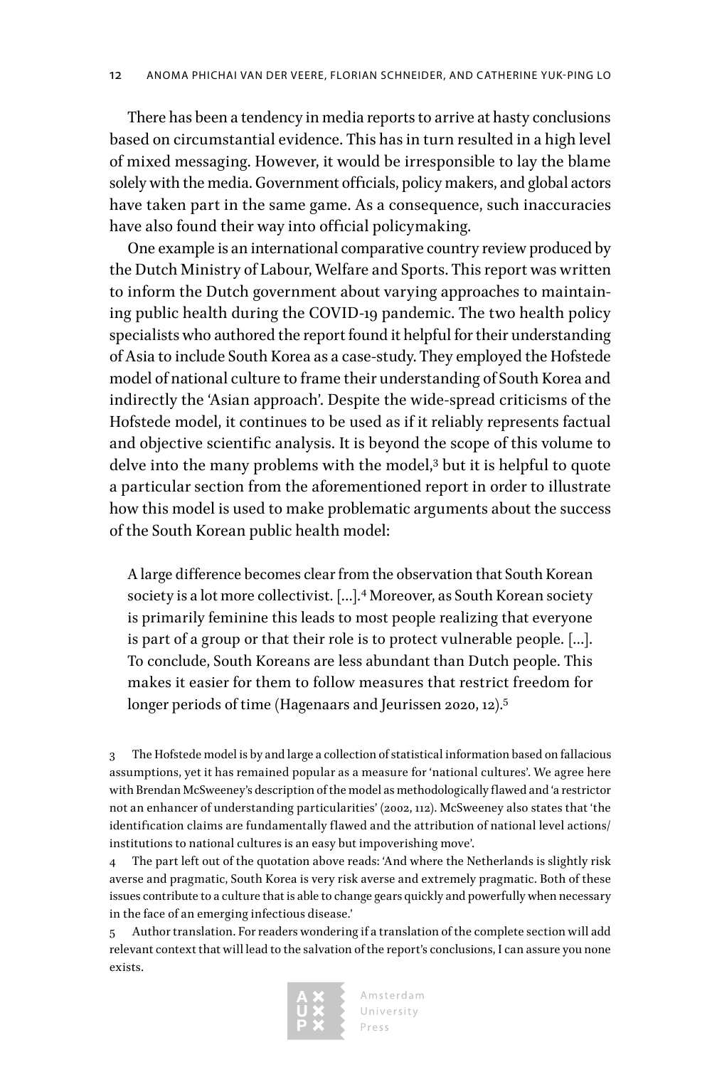There has been a tendency in media reports to arrive at hasty conclusions based on circumstantial evidence. This has in turn resulted in a high level of mixed messaging. However, it would be irresponsible to lay the blame solely with the media. Government officials, policy makers, and global actors have taken part in the same game. As a consequence, such inaccuracies have also found their way into official policymaking.

One example is an international comparative country review produced by the Dutch Ministry of Labour, Welfare and Sports. This report was written to inform the Dutch government about varying approaches to maintaining public health during the COVID-19 pandemic. The two health policy specialists who authored the report found it helpful for their understanding of Asia to include South Korea as a case-study. They employed the Hofstede model of national culture to frame their understanding of South Korea and indirectly the 'Asian approach'. Despite the wide-spread criticisms of the Hofstede model, it continues to be used as if it reliably represents factual and objective scientific analysis. It is beyond the scope of this volume to delve into the many problems with the model,[3] but it is helpful to quote a particular section from the aforementioned report in order to illustrate how this model is used to make problematic arguments about the success of the South Korean public health model:

> A large difference becomes clear from the observation that South Korean society is a lot more collectivist. […].[4] Moreover, as South Korean society is primarily feminine this leads to most people realizing that everyone is part of a group or that their role is to protect vulnerable people. […]. To conclude, South Koreans are less abundant than Dutch people. This makes it easier for them to follow measures that restrict freedom for longer periods of time (Hagenaars and Jeurissen 2020, 12).[5]

3 The Hofstede model is by and large a collection of statistical information based on fallacious assumptions, yet it has remained popular as a measure for 'national cultures'. We agree here with Brendan McSweeney's description of the model as methodologically flawed and 'a restrictor not an enhancer of understanding particularities' (2002, 112). McSweeney also states that 'the identification claims are fundamentally flawed and the attribution of national level actions/ institutions to national cultures is an easy but impoverishing move'.

4 The part left out of the quotation above reads: 'And where the Netherlands is slightly risk averse and pragmatic, South Korea is very risk averse and extremely pragmatic. Both of these issues contribute to a culture that is able to change gears quickly and powerfully when necessary in the face of an emerging infectious disease.'

5 Author translation. For readers wondering if a translation of the complete section will add relevant context that will lead to the salvation of the report's conclusions, I can assure you none exists.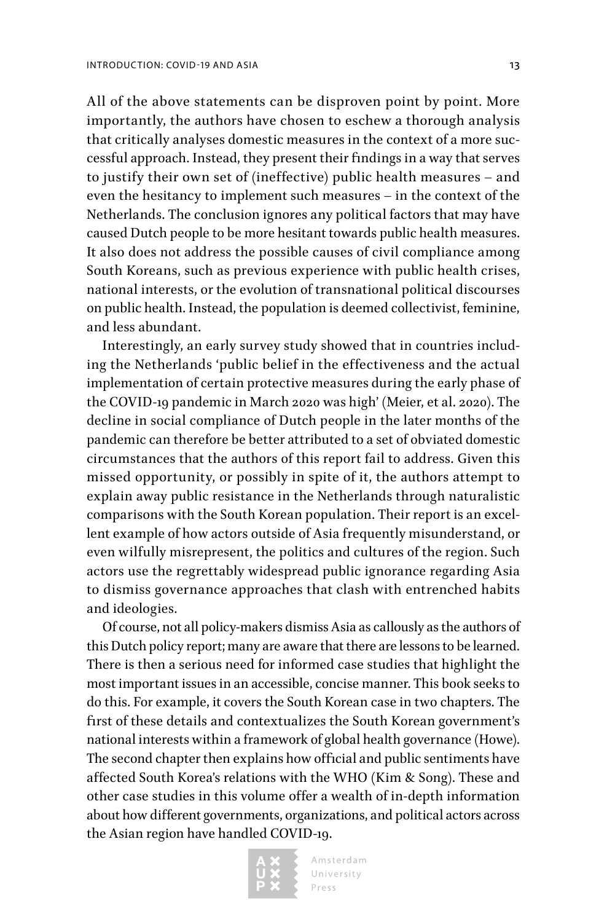All of the above statements can be disproven point by point. More importantly, the authors have chosen to eschew a thorough analysis that critically analyses domestic measures in the context of a more successful approach. Instead, they present their findings in a way that serves to justify their own set of (ineffective) public health measures – and even the hesitancy to implement such measures – in the context of the Netherlands. The conclusion ignores any political factors that may have caused Dutch people to be more hesitant towards public health measures. It also does not address the possible causes of civil compliance among South Koreans, such as previous experience with public health crises, national interests, or the evolution of transnational political discourses on public health. Instead, the population is deemed collectivist, feminine, and less abundant.

Interestingly, an early survey study showed that in countries including the Netherlands 'public belief in the effectiveness and the actual implementation of certain protective measures during the early phase of the COVID-19 pandemic in March 2020 was high' (Meier, et al. 2020). The decline in social compliance of Dutch people in the later months of the pandemic can therefore be better attributed to a set of obviated domestic circumstances that the authors of this report fail to address. Given this missed opportunity, or possibly in spite of it, the authors attempt to explain away public resistance in the Netherlands through naturalistic comparisons with the South Korean population. Their report is an excellent example of how actors outside of Asia frequently misunderstand, or even wilfully misrepresent, the politics and cultures of the region. Such actors use the regrettably widespread public ignorance regarding Asia to dismiss governance approaches that clash with entrenched habits and ideologies.

Of course, not all policy-makers dismiss Asia as callously as the authors of this Dutch policy report; many are aware that there are lessons to be learned. There is then a serious need for informed case studies that highlight the most important issues in an accessible, concise manner. This book seeks to do this. For example, it covers the South Korean case in two chapters. The first of these details and contextualizes the South Korean government's national interests within a framework of global health governance (Howe). The second chapter then explains how official and public sentiments have affected South Korea's relations with the WHO (Kim & Song). These and other case studies in this volume offer a wealth of in-depth information about how different governments, organizations, and political actors across the Asian region have handled COVID-19.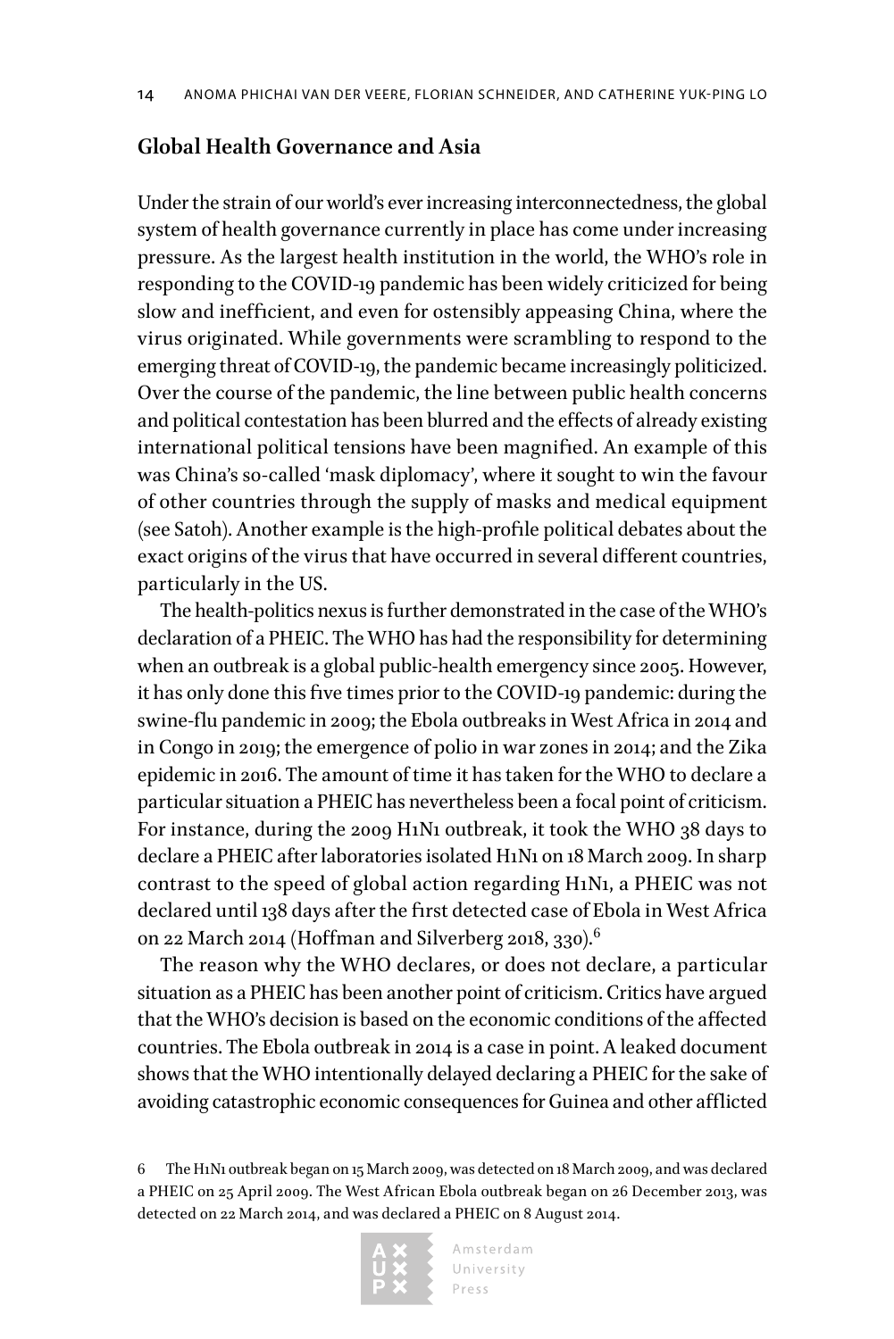## Global Health Governance and Asia

Under the strain of our world's ever increasing interconnectedness, the global system of health governance currently in place has come under increasing pressure. As the largest health institution in the world, the WHO's role in responding to the COVID-19 pandemic has been widely criticized for being slow and inefficient, and even for ostensibly appeasing China, where the virus originated. While governments were scrambling to respond to the emerging threat of COVID-19, the pandemic became increasingly politicized. Over the course of the pandemic, the line between public health concerns and political contestation has been blurred and the effects of already existing international political tensions have been magnified. An example of this was China's so-called 'mask diplomacy', where it sought to win the favour of other countries through the supply of masks and medical equipment (see Satoh). Another example is the high-profile political debates about the exact origins of the virus that have occurred in several different countries, particularly in the US.

The health-politics nexus is further demonstrated in the case of the WHO's declaration of a PHEIC. The WHO has had the responsibility for determining when an outbreak is a global public-health emergency since 2005. However, it has only done this five times prior to the COVID-19 pandemic: during the swine-flu pandemic in 2009; the Ebola outbreaks in West Africa in 2014 and in Congo in 2019; the emergence of polio in war zones in 2014; and the Zika epidemic in 2016. The amount of time it has taken for the WHO to declare a particular situation a PHEIC has nevertheless been a focal point of criticism. For instance, during the 2009 H1N1 outbreak, it took the WHO 38 days to declare a PHEIC after laboratories isolated H1N1 on 18 March 2009. In sharp contrast to the speed of global action regarding H1N1, a PHEIC was not declared until 138 days after the first detected case of Ebola in West Africa on 22 March 2014 (Hoffman and Silverberg 2018, 330).[6]

The reason why the WHO declares, or does not declare, a particular situation as a PHEIC has been another point of criticism. Critics have argued that the WHO's decision is based on the economic conditions of the affected countries. The Ebola outbreak in 2014 is a case in point. A leaked document shows that the WHO intentionally delayed declaring a PHEIC for the sake of avoiding catastrophic economic consequences for Guinea and other afflicted

6 The H1N1 outbreak began on 15 March 2009, was detected on 18 March 2009, and was declared a PHEIC on 25 April 2009. The West African Ebola outbreak began on 26 December 2013, was detected on 22 March 2014, and was declared a PHEIC on 8 August 2014.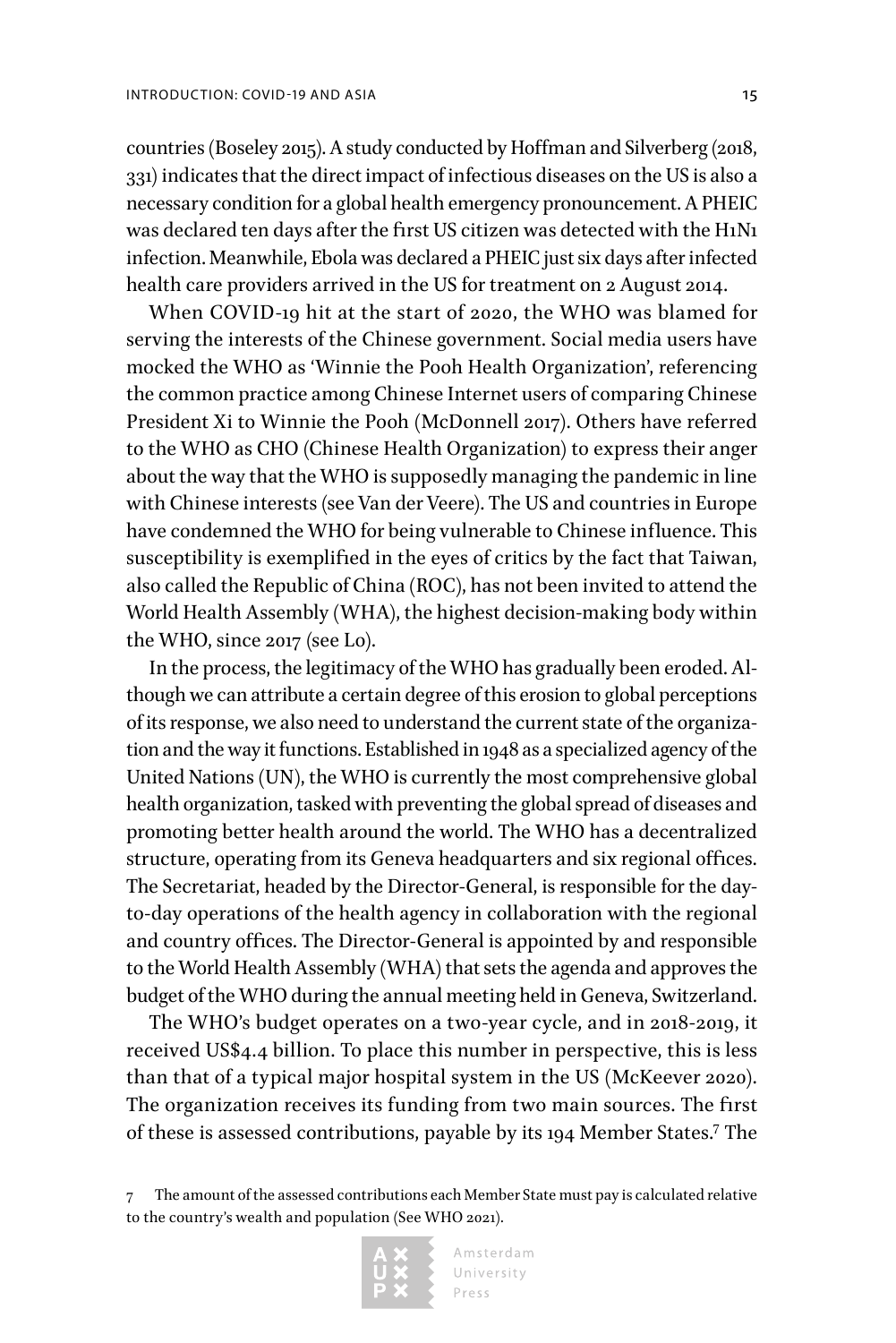countries (Boseley 2015). A study conducted by Hoffman and Silverberg (2018, 331) indicates that the direct impact of infectious diseases on the US is also a necessary condition for a global health emergency pronouncement. A PHEIC was declared ten days after the first US citizen was detected with the H1N1 infection. Meanwhile, Ebola was declared a PHEIC just six days after infected health care providers arrived in the US for treatment on 2 August 2014.

When COVID-19 hit at the start of 2020, the WHO was blamed for serving the interests of the Chinese government. Social media users have mocked the WHO as 'Winnie the Pooh Health Organization', referencing the common practice among Chinese Internet users of comparing Chinese President Xi to Winnie the Pooh (McDonnell 2017). Others have referred to the WHO as CHO (Chinese Health Organization) to express their anger about the way that the WHO is supposedly managing the pandemic in line with Chinese interests (see Van der Veere). The US and countries in Europe have condemned the WHO for being vulnerable to Chinese influence. This susceptibility is exemplified in the eyes of critics by the fact that Taiwan, also called the Republic of China (ROC), has not been invited to attend the World Health Assembly (WHA), the highest decision-making body within the WHO, since 2017 (see Lo).

In the process, the legitimacy of the WHO has gradually been eroded. Although we can attribute a certain degree of this erosion to global perceptions of its response, we also need to understand the current state of the organization and the way it functions. Established in 1948 as a specialized agency of the United Nations (UN), the WHO is currently the most comprehensive global health organization, tasked with preventing the global spread of diseases and promoting better health around the world. The WHO has a decentralized structure, operating from its Geneva headquarters and six regional offices. The Secretariat, headed by the Director-General, is responsible for the day-to-day operations of the health agency in collaboration with the regional and country offices. The Director-General is appointed by and responsible to the World Health Assembly (WHA) that sets the agenda and approves the budget of the WHO during the annual meeting held in Geneva, Switzerland.

The WHO's budget operates on a two-year cycle, and in 2018-2019, it received US$4.4 billion. To place this number in perspective, this is less than that of a typical major hospital system in the US (McKeever 2020). The organization receives its funding from two main sources. The first of these is assessed contributions, payable by its 194 Member States.[7] The

7 The amount of the assessed contributions each Member State must pay is calculated relative to the country's wealth and population (See WHO 2021).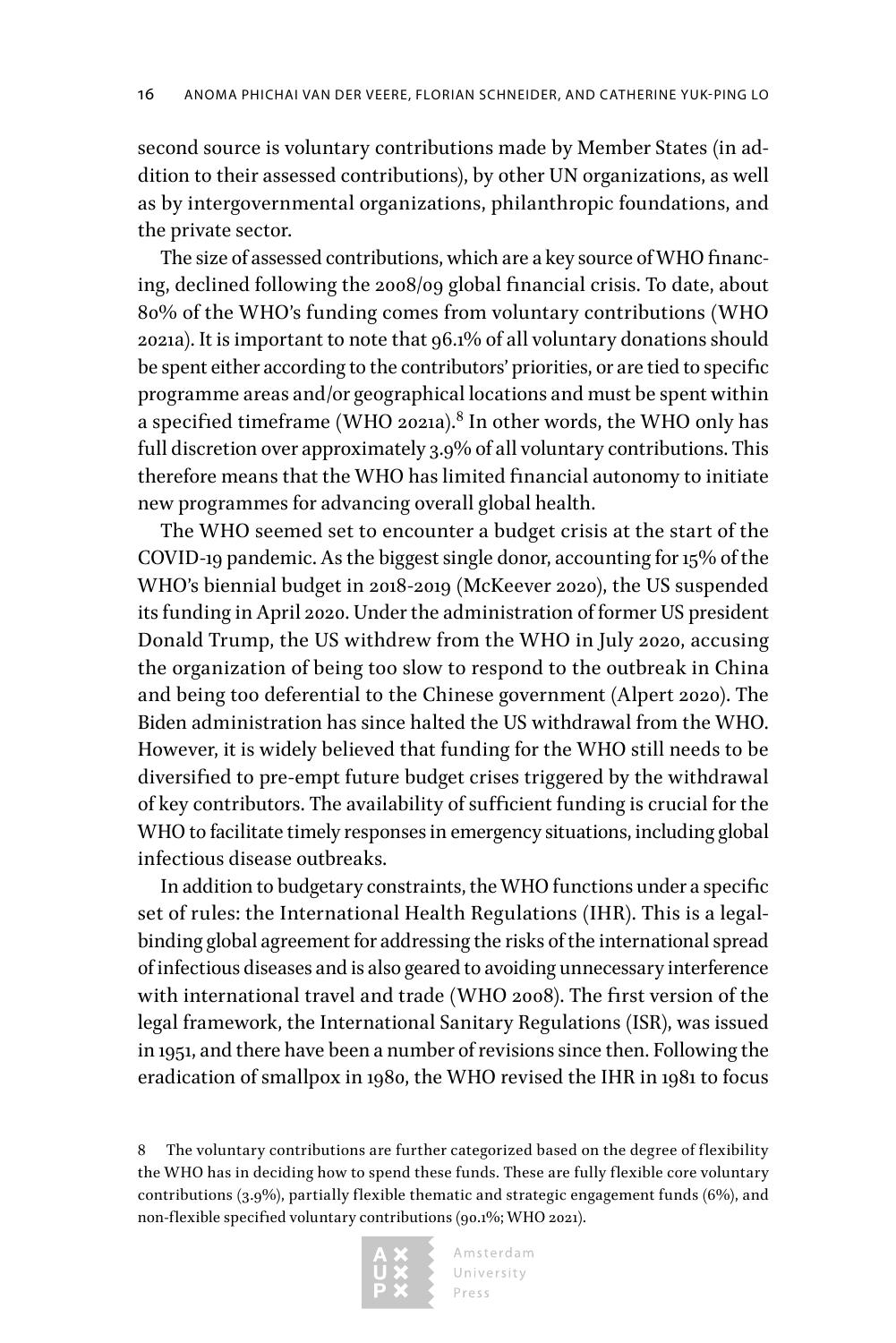second source is voluntary contributions made by Member States (in addition to their assessed contributions), by other UN organizations, as well as by intergovernmental organizations, philanthropic foundations, and the private sector.

The size of assessed contributions, which are a key source of WHO financing, declined following the 2008/09 global financial crisis. To date, about 80% of the WHO's funding comes from voluntary contributions (WHO 2021a). It is important to note that 96.1% of all voluntary donations should be spent either according to the contributors' priorities, or are tied to specific programme areas and/or geographical locations and must be spent within a specified timeframe (WHO 2021a).[8] In other words, the WHO only has full discretion over approximately 3.9% of all voluntary contributions. This therefore means that the WHO has limited financial autonomy to initiate new programmes for advancing overall global health.

The WHO seemed set to encounter a budget crisis at the start of the COVID-19 pandemic. As the biggest single donor, accounting for 15% of the WHO's biennial budget in 2018-2019 (McKeever 2020), the US suspended its funding in April 2020. Under the administration of former US president Donald Trump, the US withdrew from the WHO in July 2020, accusing the organization of being too slow to respond to the outbreak in China and being too deferential to the Chinese government (Alpert 2020). The Biden administration has since halted the US withdrawal from the WHO. However, it is widely believed that funding for the WHO still needs to be diversified to pre-empt future budget crises triggered by the withdrawal of key contributors. The availability of sufficient funding is crucial for the WHO to facilitate timely responses in emergency situations, including global infectious disease outbreaks.

In addition to budgetary constraints, the WHO functions under a specific set of rules: the International Health Regulations (IHR). This is a legal-binding global agreement for addressing the risks of the international spread of infectious diseases and is also geared to avoiding unnecessary interference with international travel and trade (WHO 2008). The first version of the legal framework, the International Sanitary Regulations (ISR), was issued in 1951, and there have been a number of revisions since then. Following the eradication of smallpox in 1980, the WHO revised the IHR in 1981 to focus

8 The voluntary contributions are further categorized based on the degree of flexibility the WHO has in deciding how to spend these funds. These are fully flexible core voluntary contributions (3.9%), partially flexible thematic and strategic engagement funds (6%), and non-flexible specified voluntary contributions (90.1%; WHO 2021).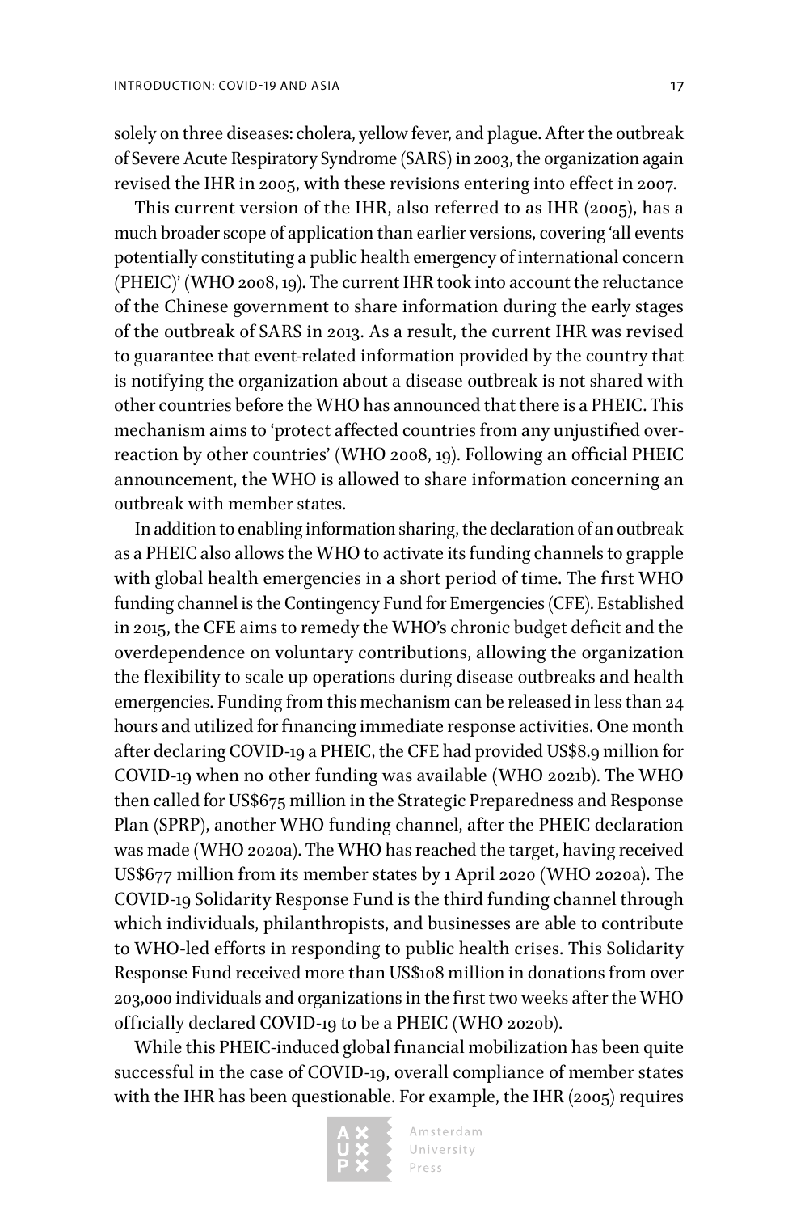solely on three diseases: cholera, yellow fever, and plague. After the outbreak of Severe Acute Respiratory Syndrome (SARS) in 2003, the organization again revised the IHR in 2005, with these revisions entering into effect in 2007.

This current version of the IHR, also referred to as IHR (2005), has a much broader scope of application than earlier versions, covering 'all events potentially constituting a public health emergency of international concern (PHEIC)' (WHO 2008, 19). The current IHR took into account the reluctance of the Chinese government to share information during the early stages of the outbreak of SARS in 2013. As a result, the current IHR was revised to guarantee that event-related information provided by the country that is notifying the organization about a disease outbreak is not shared with other countries before the WHO has announced that there is a PHEIC. This mechanism aims to 'protect affected countries from any unjustified overreaction by other countries' (WHO 2008, 19). Following an official PHEIC announcement, the WHO is allowed to share information concerning an outbreak with member states.

In addition to enabling information sharing, the declaration of an outbreak as a PHEIC also allows the WHO to activate its funding channels to grapple with global health emergencies in a short period of time. The first WHO funding channel is the Contingency Fund for Emergencies (CFE). Established in 2015, the CFE aims to remedy the WHO's chronic budget deficit and the overdependence on voluntary contributions, allowing the organization the flexibility to scale up operations during disease outbreaks and health emergencies. Funding from this mechanism can be released in less than 24 hours and utilized for financing immediate response activities. One month after declaring COVID-19 a PHEIC, the CFE had provided US$8.9 million for COVID-19 when no other funding was available (WHO 2021b). The WHO then called for US$675 million in the Strategic Preparedness and Response Plan (SPRP), another WHO funding channel, after the PHEIC declaration was made (WHO 2020a). The WHO has reached the target, having received US$677 million from its member states by 1 April 2020 (WHO 2020a). The COVID-19 Solidarity Response Fund is the third funding channel through which individuals, philanthropists, and businesses are able to contribute to WHO-led efforts in responding to public health crises. This Solidarity Response Fund received more than US$108 million in donations from over 203,000 individuals and organizations in the first two weeks after the WHO officially declared COVID-19 to be a PHEIC (WHO 2020b).

While this PHEIC-induced global financial mobilization has been quite successful in the case of COVID-19, overall compliance of member states with the IHR has been questionable. For example, the IHR (2005) requires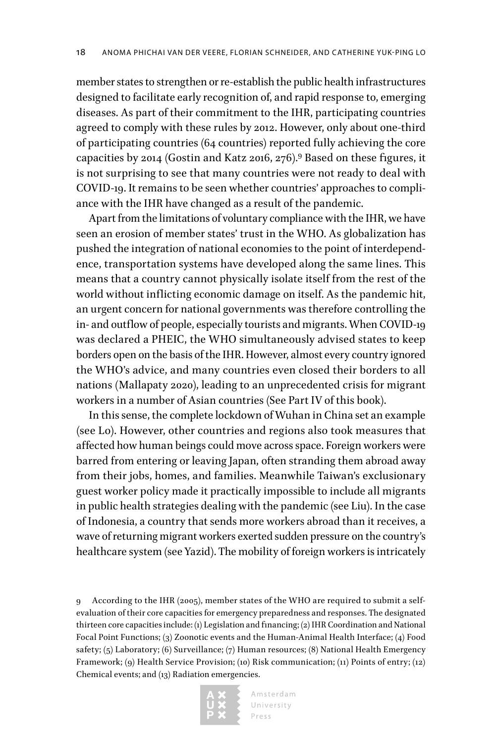member states to strengthen or re-establish the public health infrastructures designed to facilitate early recognition of, and rapid response to, emerging diseases. As part of their commitment to the IHR, participating countries agreed to comply with these rules by 2012. However, only about one-third of participating countries (64 countries) reported fully achieving the core capacities by 2014 (Gostin and Katz 2016, 276).[9] Based on these figures, it is not surprising to see that many countries were not ready to deal with COVID-19. It remains to be seen whether countries' approaches to compliance with the IHR have changed as a result of the pandemic.

Apart from the limitations of voluntary compliance with the IHR, we have seen an erosion of member states' trust in the WHO. As globalization has pushed the integration of national economies to the point of interdependence, transportation systems have developed along the same lines. This means that a country cannot physically isolate itself from the rest of the world without inflicting economic damage on itself. As the pandemic hit, an urgent concern for national governments was therefore controlling the in- and outflow of people, especially tourists and migrants. When COVID-19 was declared a PHEIC, the WHO simultaneously advised states to keep borders open on the basis of the IHR. However, almost every country ignored the WHO's advice, and many countries even closed their borders to all nations (Mallapaty 2020), leading to an unprecedented crisis for migrant workers in a number of Asian countries (See Part IV of this book).

In this sense, the complete lockdown of Wuhan in China set an example (see Lo). However, other countries and regions also took measures that affected how human beings could move across space. Foreign workers were barred from entering or leaving Japan, often stranding them abroad away from their jobs, homes, and families. Meanwhile Taiwan's exclusionary guest worker policy made it practically impossible to include all migrants in public health strategies dealing with the pandemic (see Liu). In the case of Indonesia, a country that sends more workers abroad than it receives, a wave of returning migrant workers exerted sudden pressure on the country's healthcare system (see Yazid). The mobility of foreign workers is intricately

9 According to the IHR (2005), member states of the WHO are required to submit a self-evaluation of their core capacities for emergency preparedness and responses. The designated thirteen core capacities include: (1) Legislation and financing; (2) IHR Coordination and National Focal Point Functions; (3) Zoonotic events and the Human-Animal Health Interface; (4) Food safety; (5) Laboratory; (6) Surveillance; (7) Human resources; (8) National Health Emergency Framework; (9) Health Service Provision; (10) Risk communication; (11) Points of entry; (12) Chemical events; and (13) Radiation emergencies.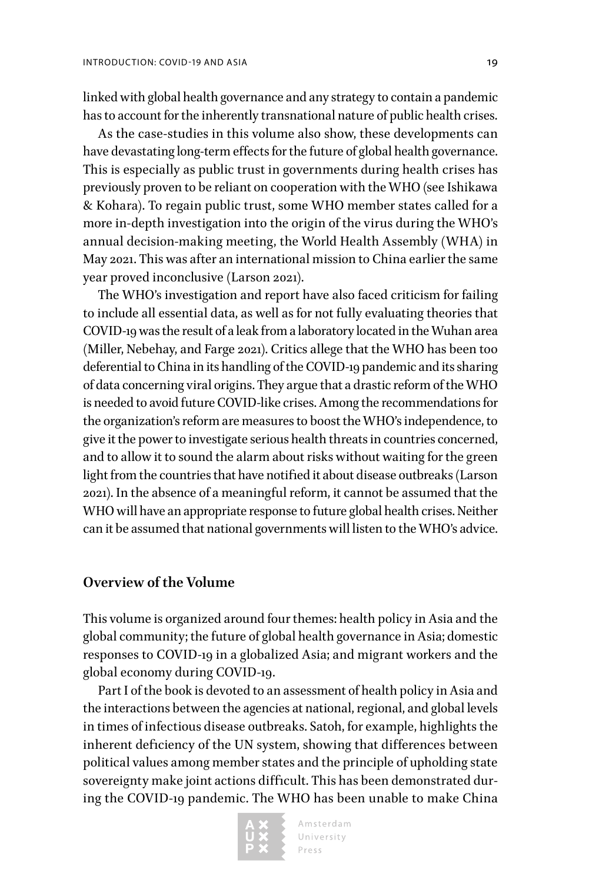linked with global health governance and any strategy to contain a pandemic has to account for the inherently transnational nature of public health crises.

As the case-studies in this volume also show, these developments can have devastating long-term effects for the future of global health governance. This is especially as public trust in governments during health crises has previously proven to be reliant on cooperation with the WHO (see Ishikawa & Kohara). To regain public trust, some WHO member states called for a more in-depth investigation into the origin of the virus during the WHO's annual decision-making meeting, the World Health Assembly (WHA) in May 2021. This was after an international mission to China earlier the same year proved inconclusive (Larson 2021).

The WHO's investigation and report have also faced criticism for failing to include all essential data, as well as for not fully evaluating theories that COVID-19 was the result of a leak from a laboratory located in the Wuhan area (Miller, Nebehay, and Farge 2021). Critics allege that the WHO has been too deferential to China in its handling of the COVID-19 pandemic and its sharing of data concerning viral origins. They argue that a drastic reform of the WHO is needed to avoid future COVID-like crises. Among the recommendations for the organization's reform are measures to boost the WHO's independence, to give it the power to investigate serious health threats in countries concerned, and to allow it to sound the alarm about risks without waiting for the green light from the countries that have notified it about disease outbreaks (Larson 2021). In the absence of a meaningful reform, it cannot be assumed that the WHO will have an appropriate response to future global health crises. Neither can it be assumed that national governments will listen to the WHO's advice.

## Overview of the Volume

This volume is organized around four themes: health policy in Asia and the global community; the future of global health governance in Asia; domestic responses to COVID-19 in a globalized Asia; and migrant workers and the global economy during COVID-19.

Part I of the book is devoted to an assessment of health policy in Asia and the interactions between the agencies at national, regional, and global levels in times of infectious disease outbreaks. Satoh, for example, highlights the inherent deficiency of the UN system, showing that differences between political values among member states and the principle of upholding state sovereignty make joint actions difficult. This has been demonstrated during the COVID-19 pandemic. The WHO has been unable to make China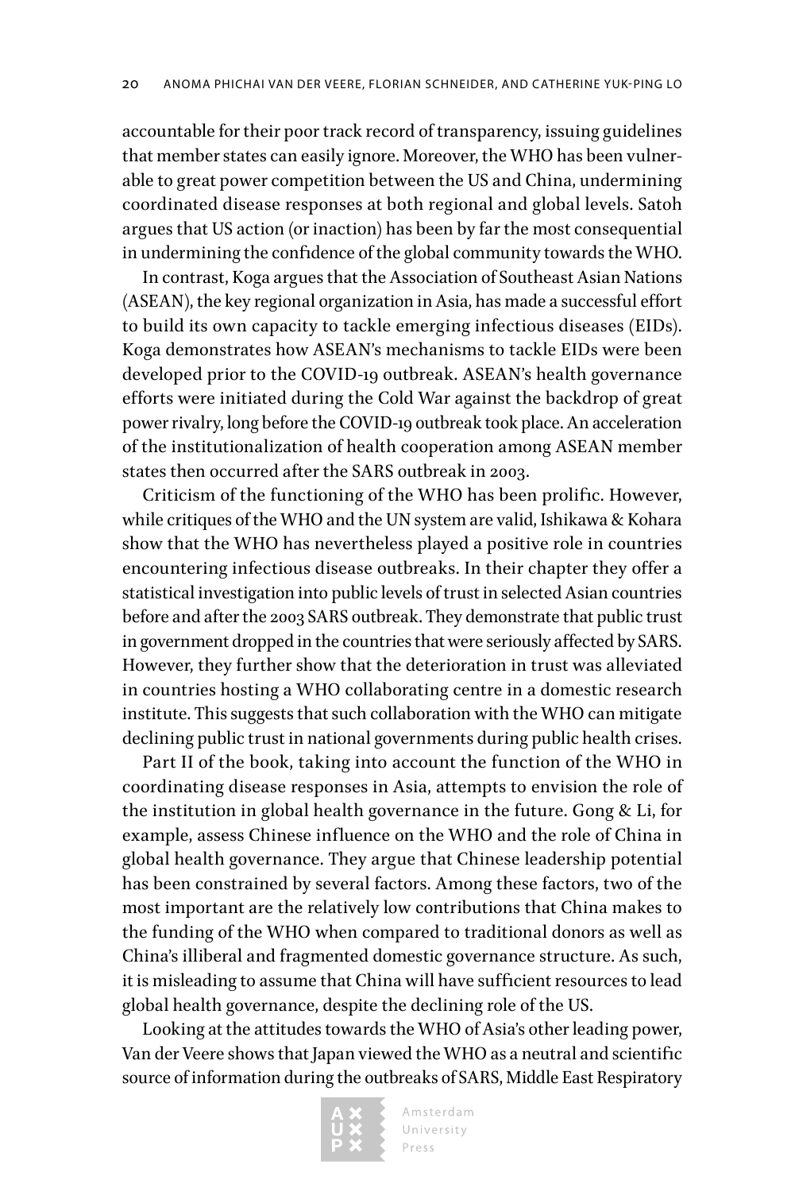accountable for their poor track record of transparency, issuing guidelines that member states can easily ignore. Moreover, the WHO has been vulnerable to great power competition between the US and China, undermining coordinated disease responses at both regional and global levels. Satoh argues that US action (or inaction) has been by far the most consequential in undermining the confidence of the global community towards the WHO.

In contrast, Koga argues that the Association of Southeast Asian Nations (ASEAN), the key regional organization in Asia, has made a successful effort to build its own capacity to tackle emerging infectious diseases (EIDs). Koga demonstrates how ASEAN's mechanisms to tackle EIDs were been developed prior to the COVID-19 outbreak. ASEAN's health governance efforts were initiated during the Cold War against the backdrop of great power rivalry, long before the COVID-19 outbreak took place. An acceleration of the institutionalization of health cooperation among ASEAN member states then occurred after the SARS outbreak in 2003.

Criticism of the functioning of the WHO has been prolific. However, while critiques of the WHO and the UN system are valid, Ishikawa & Kohara show that the WHO has nevertheless played a positive role in countries encountering infectious disease outbreaks. In their chapter they offer a statistical investigation into public levels of trust in selected Asian countries before and after the 2003 SARS outbreak. They demonstrate that public trust in government dropped in the countries that were seriously affected by SARS. However, they further show that the deterioration in trust was alleviated in countries hosting a WHO collaborating centre in a domestic research institute. This suggests that such collaboration with the WHO can mitigate declining public trust in national governments during public health crises.

Part II of the book, taking into account the function of the WHO in coordinating disease responses in Asia, attempts to envision the role of the institution in global health governance in the future. Gong & Li, for example, assess Chinese influence on the WHO and the role of China in global health governance. They argue that Chinese leadership potential has been constrained by several factors. Among these factors, two of the most important are the relatively low contributions that China makes to the funding of the WHO when compared to traditional donors as well as China's illiberal and fragmented domestic governance structure. As such, it is misleading to assume that China will have sufficient resources to lead global health governance, despite the declining role of the US.

Looking at the attitudes towards the WHO of Asia's other leading power, Van der Veere shows that Japan viewed the WHO as a neutral and scientific source of information during the outbreaks of SARS, Middle East Respiratory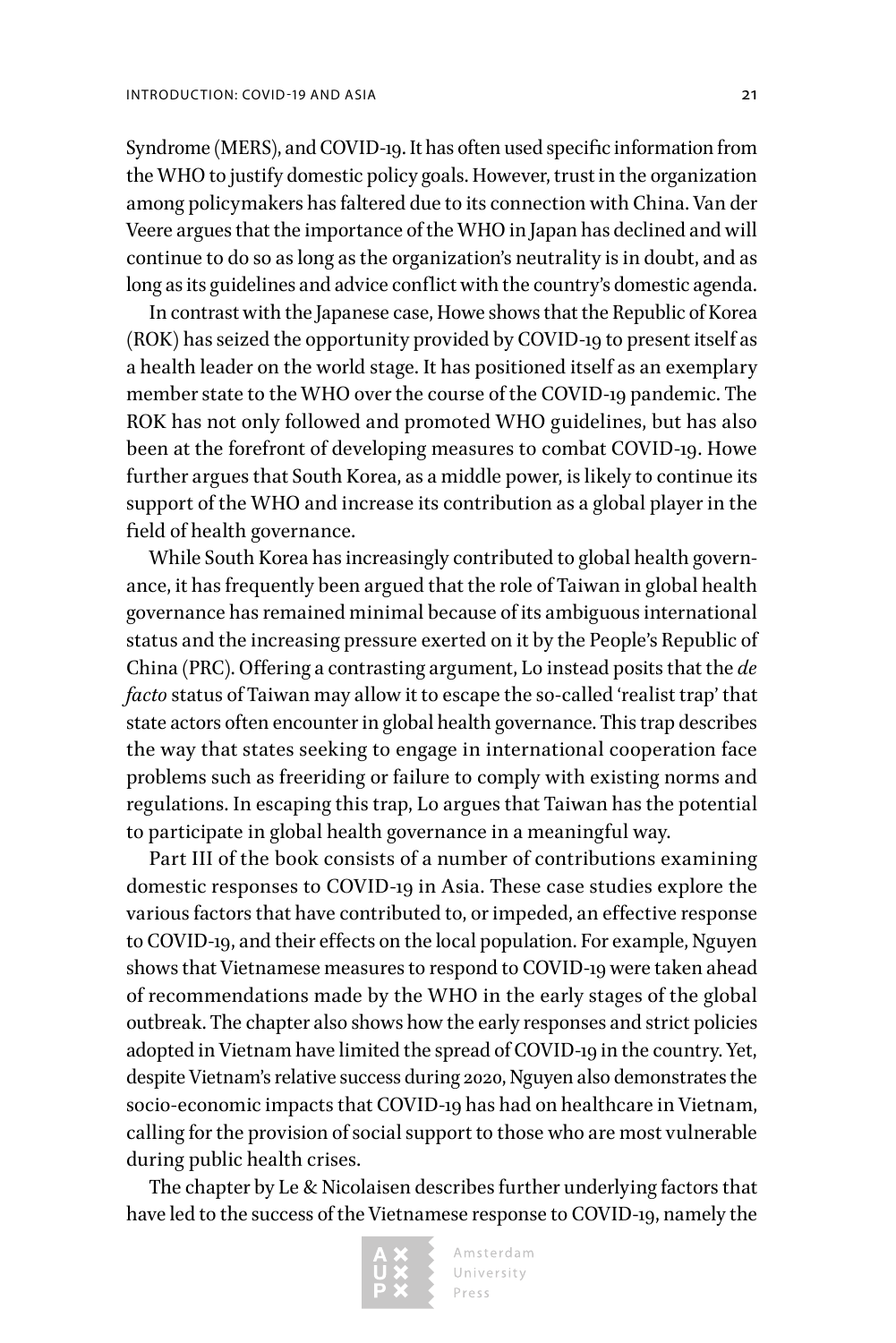Syndrome (MERS), and COVID-19. It has often used specific information from the WHO to justify domestic policy goals. However, trust in the organization among policymakers has faltered due to its connection with China. Van der Veere argues that the importance of the WHO in Japan has declined and will continue to do so as long as the organization's neutrality is in doubt, and as long as its guidelines and advice conflict with the country's domestic agenda.

In contrast with the Japanese case, Howe shows that the Republic of Korea (ROK) has seized the opportunity provided by COVID-19 to present itself as a health leader on the world stage. It has positioned itself as an exemplary member state to the WHO over the course of the COVID-19 pandemic. The ROK has not only followed and promoted WHO guidelines, but has also been at the forefront of developing measures to combat COVID-19. Howe further argues that South Korea, as a middle power, is likely to continue its support of the WHO and increase its contribution as a global player in the field of health governance.

While South Korea has increasingly contributed to global health governance, it has frequently been argued that the role of Taiwan in global health governance has remained minimal because of its ambiguous international status and the increasing pressure exerted on it by the People's Republic of China (PRC). Offering a contrasting argument, Lo instead posits that the *de facto* status of Taiwan may allow it to escape the so-called 'realist trap' that state actors often encounter in global health governance. This trap describes the way that states seeking to engage in international cooperation face problems such as freeriding or failure to comply with existing norms and regulations. In escaping this trap, Lo argues that Taiwan has the potential to participate in global health governance in a meaningful way.

Part III of the book consists of a number of contributions examining domestic responses to COVID-19 in Asia. These case studies explore the various factors that have contributed to, or impeded, an effective response to COVID-19, and their effects on the local population. For example, Nguyen shows that Vietnamese measures to respond to COVID-19 were taken ahead of recommendations made by the WHO in the early stages of the global outbreak. The chapter also shows how the early responses and strict policies adopted in Vietnam have limited the spread of COVID-19 in the country. Yet, despite Vietnam's relative success during 2020, Nguyen also demonstrates the socio-economic impacts that COVID-19 has had on healthcare in Vietnam, calling for the provision of social support to those who are most vulnerable during public health crises.

The chapter by Le & Nicolaisen describes further underlying factors that have led to the success of the Vietnamese response to COVID-19, namely the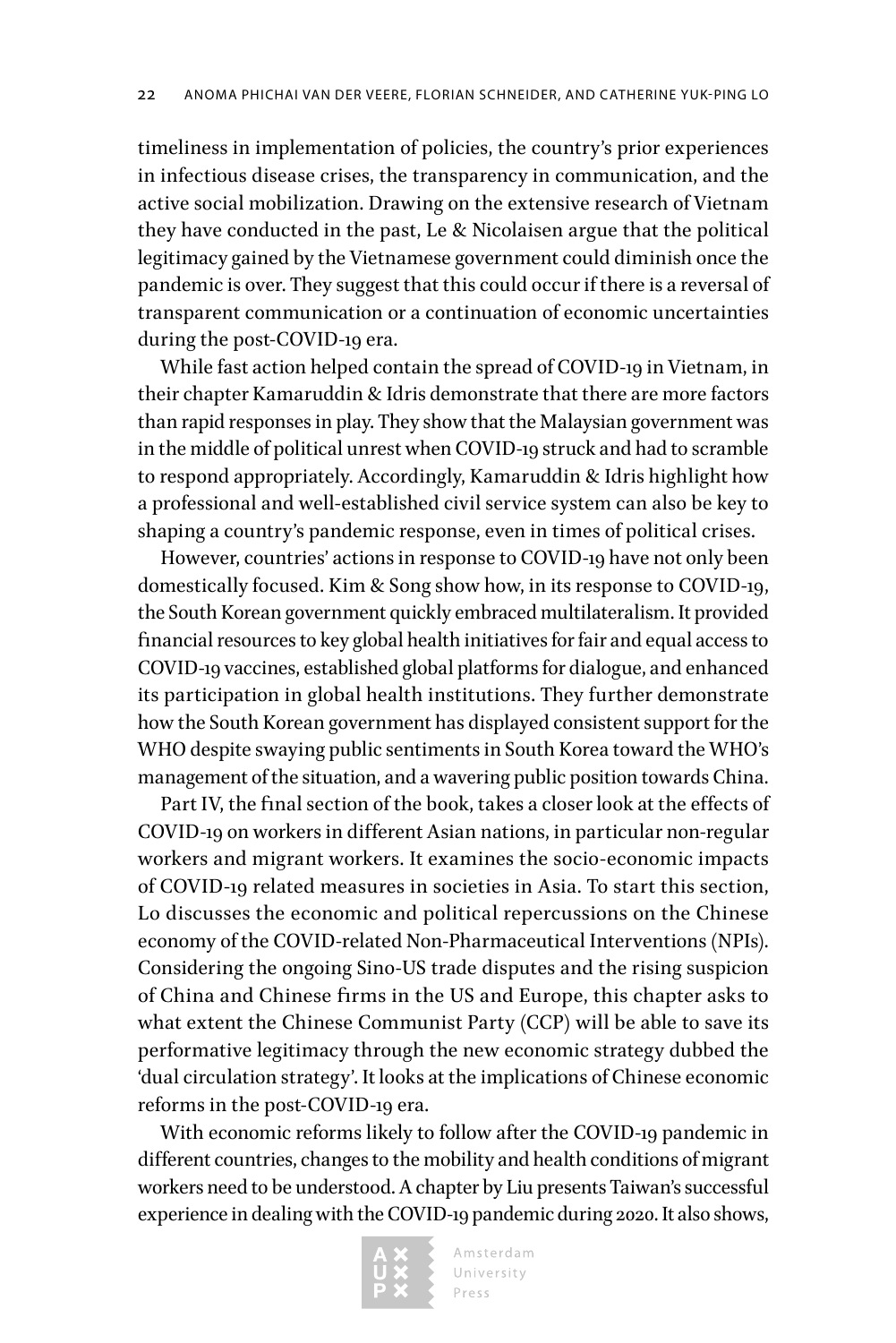timeliness in implementation of policies, the country's prior experiences in infectious disease crises, the transparency in communication, and the active social mobilization. Drawing on the extensive research of Vietnam they have conducted in the past, Le & Nicolaisen argue that the political legitimacy gained by the Vietnamese government could diminish once the pandemic is over. They suggest that this could occur if there is a reversal of transparent communication or a continuation of economic uncertainties during the post-COVID-19 era.

While fast action helped contain the spread of COVID-19 in Vietnam, in their chapter Kamaruddin & Idris demonstrate that there are more factors than rapid responses in play. They show that the Malaysian government was in the middle of political unrest when COVID-19 struck and had to scramble to respond appropriately. Accordingly, Kamaruddin & Idris highlight how a professional and well-established civil service system can also be key to shaping a country's pandemic response, even in times of political crises.

However, countries' actions in response to COVID-19 have not only been domestically focused. Kim & Song show how, in its response to COVID-19, the South Korean government quickly embraced multilateralism. It provided financial resources to key global health initiatives for fair and equal access to COVID-19 vaccines, established global platforms for dialogue, and enhanced its participation in global health institutions. They further demonstrate how the South Korean government has displayed consistent support for the WHO despite swaying public sentiments in South Korea toward the WHO's management of the situation, and a wavering public position towards China.

Part IV, the final section of the book, takes a closer look at the effects of COVID-19 on workers in different Asian nations, in particular non-regular workers and migrant workers. It examines the socio-economic impacts of COVID-19 related measures in societies in Asia. To start this section, Lo discusses the economic and political repercussions on the Chinese economy of the COVID-related Non-Pharmaceutical Interventions (NPIs). Considering the ongoing Sino-US trade disputes and the rising suspicion of China and Chinese firms in the US and Europe, this chapter asks to what extent the Chinese Communist Party (CCP) will be able to save its performative legitimacy through the new economic strategy dubbed the 'dual circulation strategy'. It looks at the implications of Chinese economic reforms in the post-COVID-19 era.

With economic reforms likely to follow after the COVID-19 pandemic in different countries, changes to the mobility and health conditions of migrant workers need to be understood. A chapter by Liu presents Taiwan's successful experience in dealing with the COVID-19 pandemic during 2020. It also shows,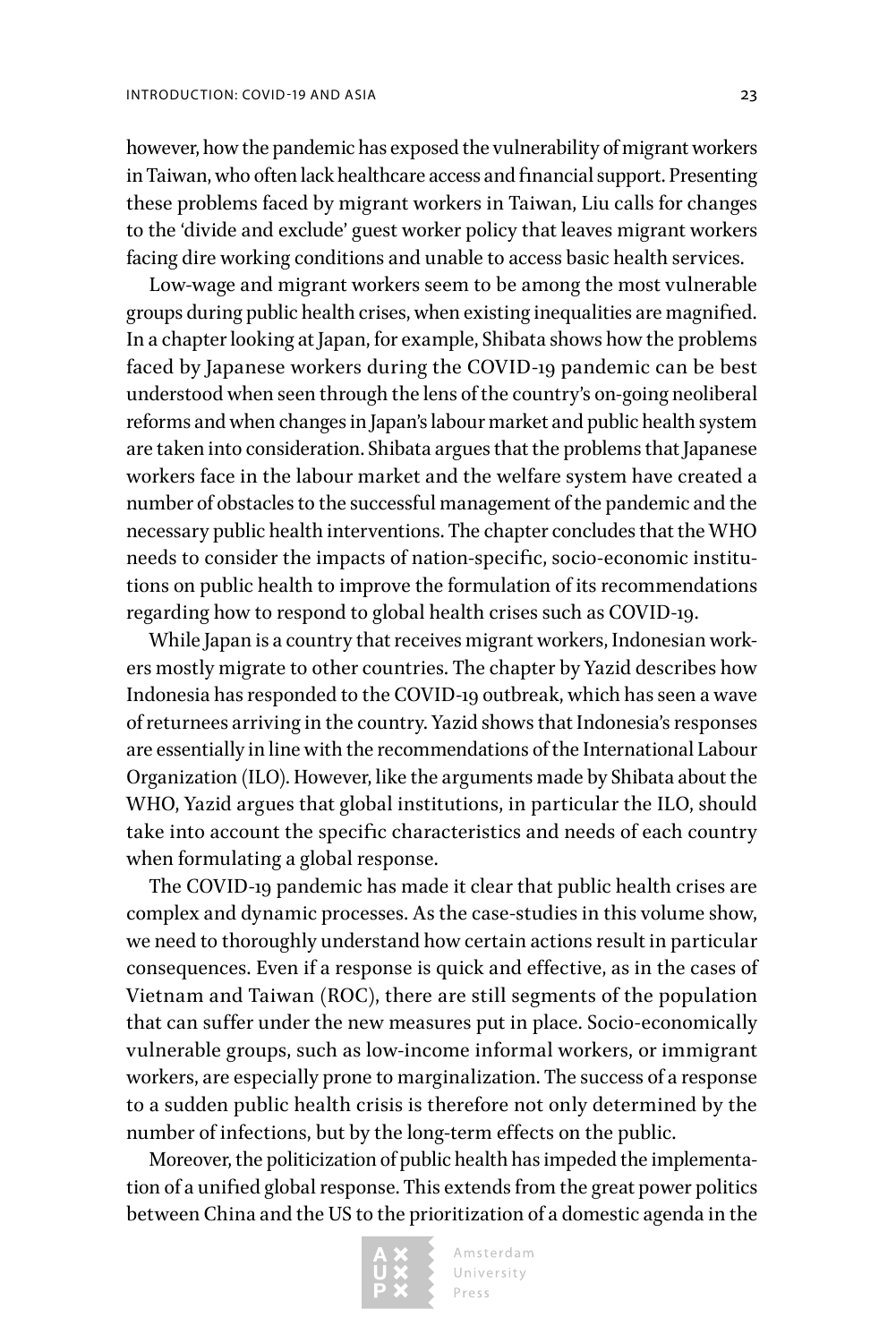however, how the pandemic has exposed the vulnerability of migrant workers in Taiwan, who often lack healthcare access and financial support. Presenting these problems faced by migrant workers in Taiwan, Liu calls for changes to the 'divide and exclude' guest worker policy that leaves migrant workers facing dire working conditions and unable to access basic health services.

Low-wage and migrant workers seem to be among the most vulnerable groups during public health crises, when existing inequalities are magnified. In a chapter looking at Japan, for example, Shibata shows how the problems faced by Japanese workers during the COVID-19 pandemic can be best understood when seen through the lens of the country's on-going neoliberal reforms and when changes in Japan's labour market and public health system are taken into consideration. Shibata argues that the problems that Japanese workers face in the labour market and the welfare system have created a number of obstacles to the successful management of the pandemic and the necessary public health interventions. The chapter concludes that the WHO needs to consider the impacts of nation-specific, socio-economic institutions on public health to improve the formulation of its recommendations regarding how to respond to global health crises such as COVID-19.

While Japan is a country that receives migrant workers, Indonesian workers mostly migrate to other countries. The chapter by Yazid describes how Indonesia has responded to the COVID-19 outbreak, which has seen a wave of returnees arriving in the country. Yazid shows that Indonesia's responses are essentially in line with the recommendations of the International Labour Organization (ILO). However, like the arguments made by Shibata about the WHO, Yazid argues that global institutions, in particular the ILO, should take into account the specific characteristics and needs of each country when formulating a global response.

The COVID-19 pandemic has made it clear that public health crises are complex and dynamic processes. As the case-studies in this volume show, we need to thoroughly understand how certain actions result in particular consequences. Even if a response is quick and effective, as in the cases of Vietnam and Taiwan (ROC), there are still segments of the population that can suffer under the new measures put in place. Socio-economically vulnerable groups, such as low-income informal workers, or immigrant workers, are especially prone to marginalization. The success of a response to a sudden public health crisis is therefore not only determined by the number of infections, but by the long-term effects on the public.

Moreover, the politicization of public health has impeded the implementation of a unified global response. This extends from the great power politics between China and the US to the prioritization of a domestic agenda in the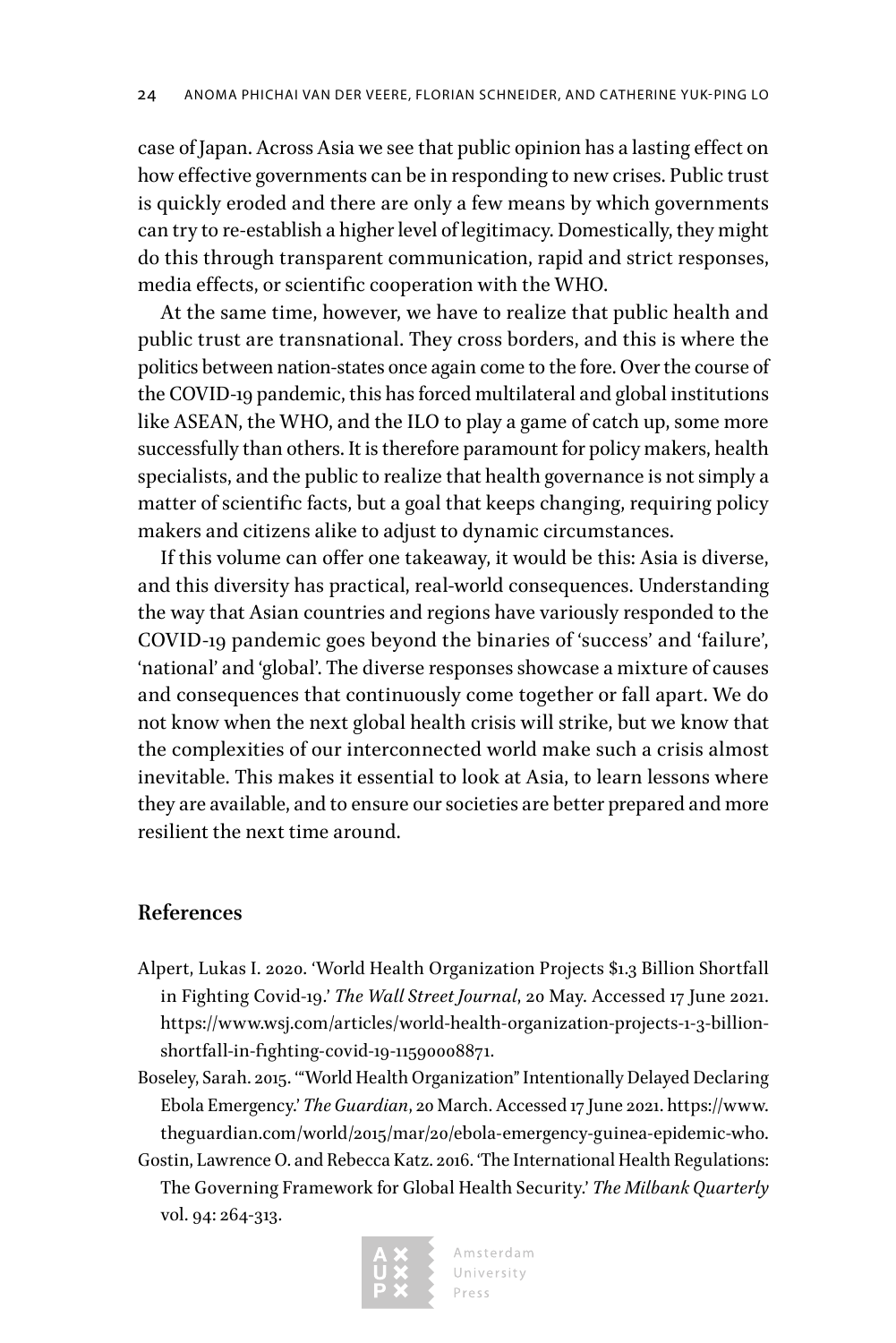case of Japan. Across Asia we see that public opinion has a lasting effect on how effective governments can be in responding to new crises. Public trust is quickly eroded and there are only a few means by which governments can try to re-establish a higher level of legitimacy. Domestically, they might do this through transparent communication, rapid and strict responses, media effects, or scientific cooperation with the WHO.

At the same time, however, we have to realize that public health and public trust are transnational. They cross borders, and this is where the politics between nation-states once again come to the fore. Over the course of the COVID-19 pandemic, this has forced multilateral and global institutions like ASEAN, the WHO, and the ILO to play a game of catch up, some more successfully than others. It is therefore paramount for policy makers, health specialists, and the public to realize that health governance is not simply a matter of scientific facts, but a goal that keeps changing, requiring policy makers and citizens alike to adjust to dynamic circumstances.

If this volume can offer one takeaway, it would be this: Asia is diverse, and this diversity has practical, real-world consequences. Understanding the way that Asian countries and regions have variously responded to the COVID-19 pandemic goes beyond the binaries of 'success' and 'failure', 'national' and 'global'. The diverse responses showcase a mixture of causes and consequences that continuously come together or fall apart. We do not know when the next global health crisis will strike, but we know that the complexities of our interconnected world make such a crisis almost inevitable. This makes it essential to look at Asia, to learn lessons where they are available, and to ensure our societies are better prepared and more resilient the next time around.

## References

Alpert, Lukas I. 2020. 'World Health Organization Projects $1.3 Billion Shortfall in Fighting Covid-19.' *The Wall Street Journal*, 20 May. Accessed 17 June 2021. https://www.wsj.com/articles/world-health-organization-projects-1-3-billion-shortfall-in-fighting-covid-19-11590008871.

Boseley, Sarah. 2015. '"World Health Organization" Intentionally Delayed Declaring Ebola Emergency.' *The Guardian*, 20 March. Accessed 17 June 2021. https://www.theguardian.com/world/2015/mar/20/ebola-emergency-guinea-epidemic-who.

Gostin, Lawrence O. and Rebecca Katz. 2016. 'The International Health Regulations: The Governing Framework for Global Health Security.' *The Milbank Quarterly* vol. 94: 264-313.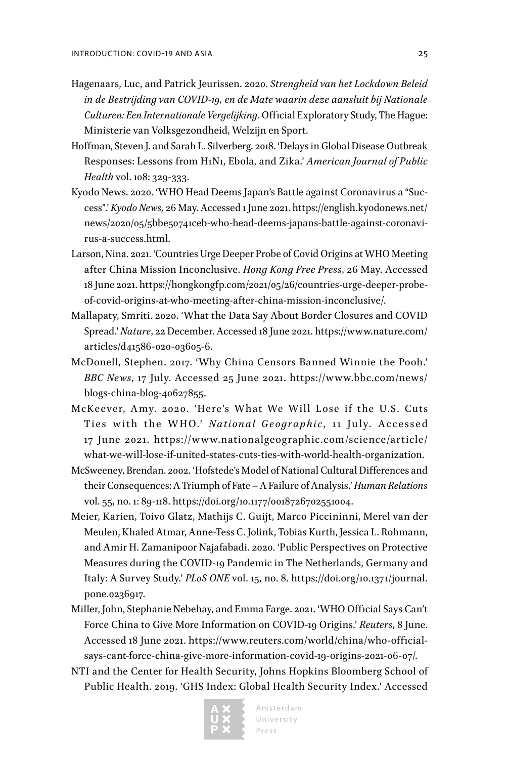Hagenaars, Luc, and Patrick Jeurissen. 2020. *Strengheid van het Lockdown Beleid in de Bestrijding van COVID-19, en de Mate waarin deze aansluit bij Nationale Culturen: Een Internationale Vergelijking.* Official Exploratory Study, The Hague: Ministerie van Volksgezondheid, Welzijn en Sport.

Hoffman, Steven J. and Sarah L. Silverberg. 2018. 'Delays in Global Disease Outbreak Responses: Lessons from H1N1, Ebola, and Zika.' *American Journal of Public Health* vol. 108: 329-333.

Kyodo News. 2020. 'WHO Head Deems Japan's Battle against Coronavirus a "Success".' *Kyodo News,* 26 May. Accessed 1 June 2021. https://english.kyodonews.net/news/2020/05/5bbe50741ceb-who-head-deems-japans-battle-against-coronavirus-a-success.html.

Larson, Nina. 2021. 'Countries Urge Deeper Probe of Covid Origins at WHO Meeting after China Mission Inconclusive. *Hong Kong Free Press*, 26 May. Accessed 18 June 2021. https://hongkongfp.com/2021/05/26/countries-urge-deeper-probe-of-covid-origins-at-who-meeting-after-china-mission-inconclusive/.

Mallapaty, Smriti. 2020. 'What the Data Say About Border Closures and COVID Spread.' *Nature*, 22 December. Accessed 18 June 2021. https://www.nature.com/articles/d41586-020-03605-6.

McDonell, Stephen. 2017. 'Why China Censors Banned Winnie the Pooh.' *BBC News*, 17 July. Accessed 25 June 2021. https://www.bbc.com/news/blogs-china-blog-40627855.

McKeever, Amy. 2020. 'Here's What We Will Lose if the U.S. Cuts Ties with the WHO.' *National Geographic*, 11 July. Accessed 17 June 2021. https://www.nationalgeographic.com/science/article/what-we-will-lose-if-united-states-cuts-ties-with-world-health-organization.

McSweeney, Brendan. 2002. 'Hofstede's Model of National Cultural Differences and their Consequences: A Triumph of Fate – A Failure of Analysis.' *Human Relations* vol. 55, no. 1: 89-118. https://doi.org/10.1177/0018726702551004.

Meier, Karien, Toivo Glatz, Mathijs C. Guijt, Marco Piccininni, Merel van der Meulen, Khaled Atmar, Anne-Tess C. Jolink, Tobias Kurth, Jessica L. Rohmann, and Amir H. Zamanipoor Najafabadi. 2020. 'Public Perspectives on Protective Measures during the COVID-19 Pandemic in The Netherlands, Germany and Italy: A Survey Study.' *PLoS ONE* vol. 15, no. 8. https://doi.org/10.1371/journal.pone.0236917.

Miller, John, Stephanie Nebehay, and Emma Farge. 2021. 'WHO Official Says Can't Force China to Give More Information on COVID-19 Origins.' *Reuters*, 8 June. Accessed 18 June 2021. https://www.reuters.com/world/china/who-official-says-cant-force-china-give-more-information-covid-19-origins-2021-06-07/.

NTI and the Center for Health Security, Johns Hopkins Bloomberg School of Public Health. 2019. 'GHS Index: Global Health Security Index.' Accessed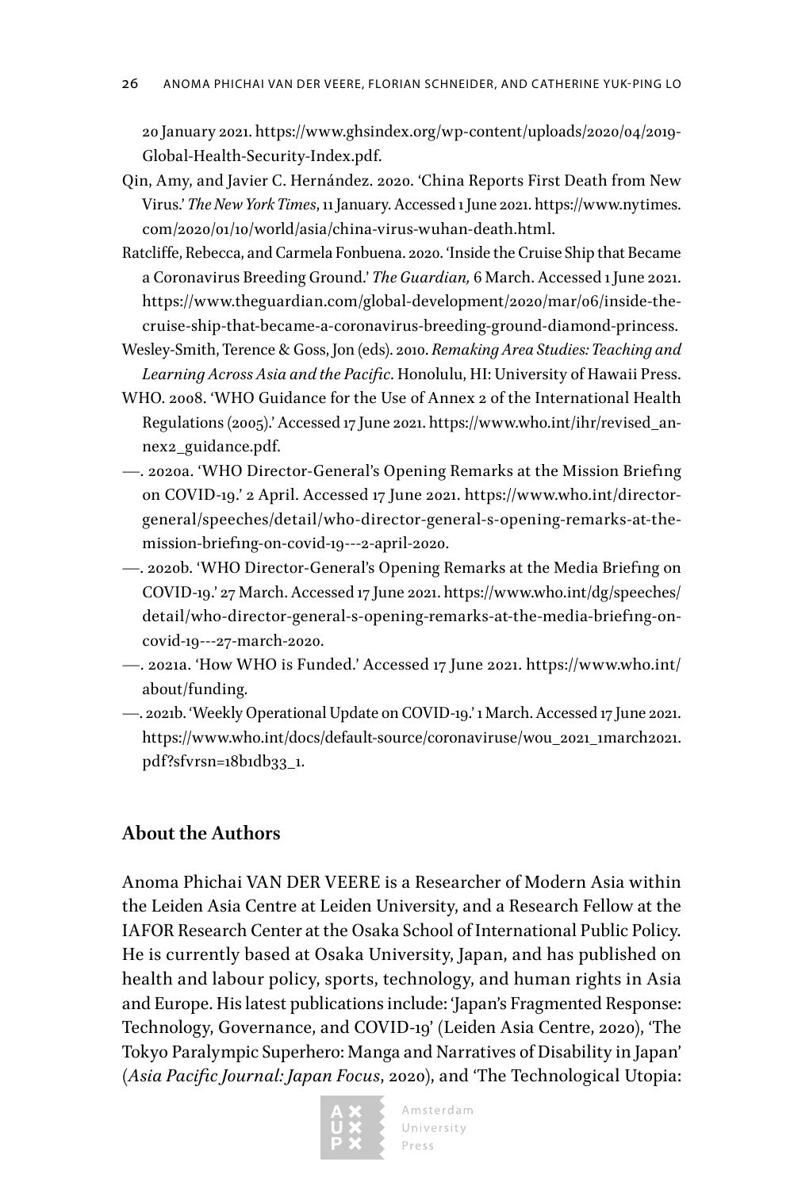20 January 2021. https://www.ghsindex.org/wp-content/uploads/2020/04/2019-Global-Health-Security-Index.pdf.

Qin, Amy, and Javier C. Hernández. 2020. 'China Reports First Death from New Virus.' *The New York Times*, 11 January. Accessed 1 June 2021. https://www.nytimes.com/2020/01/10/world/asia/china-virus-wuhan-death.html.

Ratcliffe, Rebecca, and Carmela Fonbuena. 2020. 'Inside the Cruise Ship that Became a Coronavirus Breeding Ground.' *The Guardian,* 6 March. Accessed 1 June 2021. https://www.theguardian.com/global-development/2020/mar/06/inside-the-cruise-ship-that-became-a-coronavirus-breeding-ground-diamond-princess.

Wesley-Smith, Terence & Goss, Jon (eds). 2010. *Remaking Area Studies: Teaching and Learning Across Asia and the Pacific*. Honolulu, HI: University of Hawaii Press.

WHO. 2008. 'WHO Guidance for the Use of Annex 2 of the International Health Regulations (2005).' Accessed 17 June 2021. https://www.who.int/ihr/revised_annex2_guidance.pdf.

—. 2020a. 'WHO Director-General's Opening Remarks at the Mission Briefing on COVID-19.' 2 April. Accessed 17 June 2021. https://www.who.int/director-general/speeches/detail/who-director-general-s-opening-remarks-at-the-mission-briefing-on-covid-19---2-april-2020.

—. 2020b. 'WHO Director-General's Opening Remarks at the Media Briefing on COVID-19.' 27 March. Accessed 17 June 2021. https://www.who.int/dg/speeches/detail/who-director-general-s-opening-remarks-at-the-media-briefing-on-covid-19---27-march-2020.

—. 2021a. 'How WHO is Funded.' Accessed 17 June 2021. https://www.who.int/about/funding.

—. 2021b. 'Weekly Operational Update on COVID-19.' 1 March. Accessed 17 June 2021. https://www.who.int/docs/default-source/coronaviruse/wou_2021_1march2021.pdf?sfvrsn=18b1db33_1.

## About the Authors

Anoma Phichai VAN DER VEERE is a Researcher of Modern Asia within the Leiden Asia Centre at Leiden University, and a Research Fellow at the IAFOR Research Center at the Osaka School of International Public Policy. He is currently based at Osaka University, Japan, and has published on health and labour policy, sports, technology, and human rights in Asia and Europe. His latest publications include: 'Japan's Fragmented Response: Technology, Governance, and COVID-19' (Leiden Asia Centre, 2020), 'The Tokyo Paralympic Superhero: Manga and Narratives of Disability in Japan' (*Asia Pacific Journal: Japan Focus*, 2020), and 'The Technological Utopia: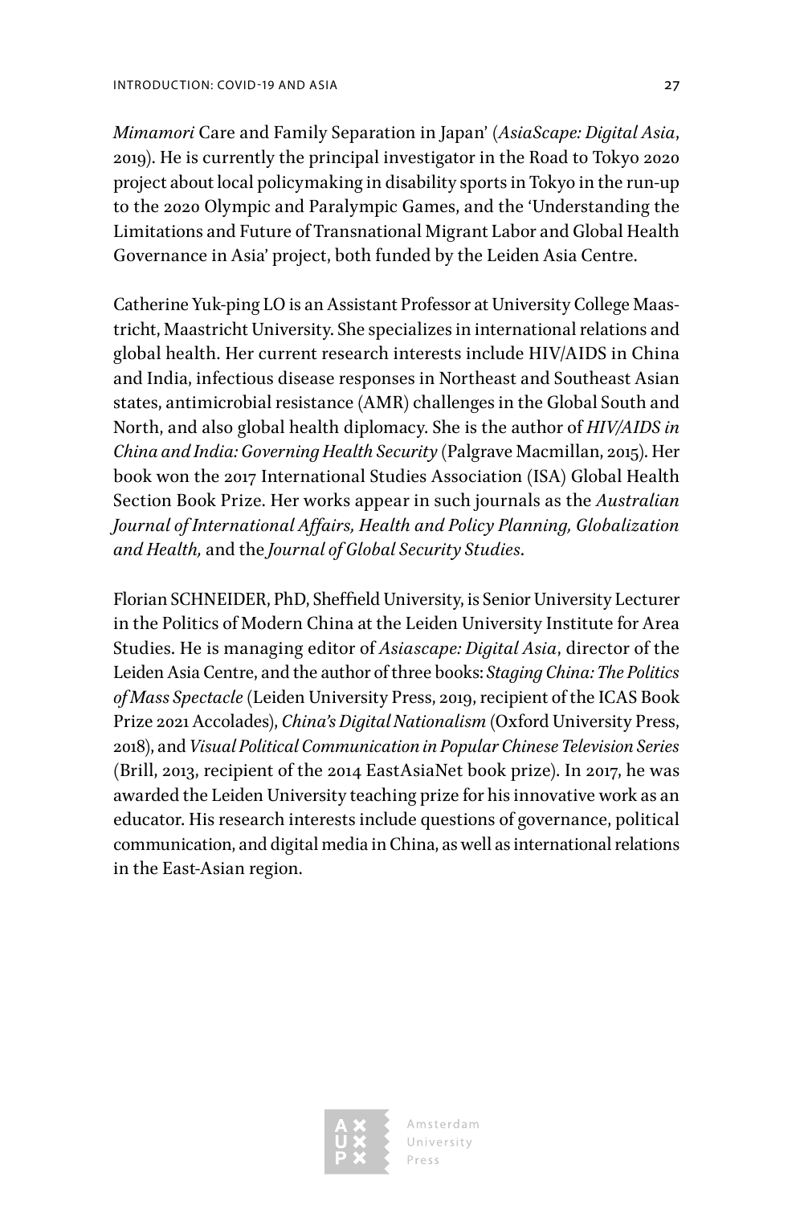*Mimamori* Care and Family Separation in Japan' (*AsiaScape: Digital Asia*, 2019). He is currently the principal investigator in the Road to Tokyo 2020 project about local policymaking in disability sports in Tokyo in the run-up to the 2020 Olympic and Paralympic Games, and the 'Understanding the Limitations and Future of Transnational Migrant Labor and Global Health Governance in Asia' project, both funded by the Leiden Asia Centre.

Catherine Yuk-ping LO is an Assistant Professor at University College Maastricht, Maastricht University. She specializes in international relations and global health. Her current research interests include HIV/AIDS in China and India, infectious disease responses in Northeast and Southeast Asian states, antimicrobial resistance (AMR) challenges in the Global South and North, and also global health diplomacy. She is the author of *HIV/AIDS in China and India: Governing Health Security* (Palgrave Macmillan, 2015). Her book won the 2017 International Studies Association (ISA) Global Health Section Book Prize. Her works appear in such journals as the *Australian Journal of International Affairs, Health and Policy Planning, Globalization and Health,* and the *Journal of Global Security Studies*.

Florian SCHNEIDER, PhD, Sheffield University, is Senior University Lecturer in the Politics of Modern China at the Leiden University Institute for Area Studies. He is managing editor of *Asiascape: Digital Asia*, director of the Leiden Asia Centre, and the author of three books: *Staging China: The Politics of Mass Spectacle* (Leiden University Press, 2019, recipient of the ICAS Book Prize 2021 Accolades), *China's Digital Nationalism* (Oxford University Press, 2018), and *Visual Political Communication in Popular Chinese Television Series* (Brill, 2013, recipient of the 2014 EastAsiaNet book prize). In 2017, he was awarded the Leiden University teaching prize for his innovative work as an educator. His research interests include questions of governance, political communication, and digital media in China, as well as international relations in the East-Asian region.